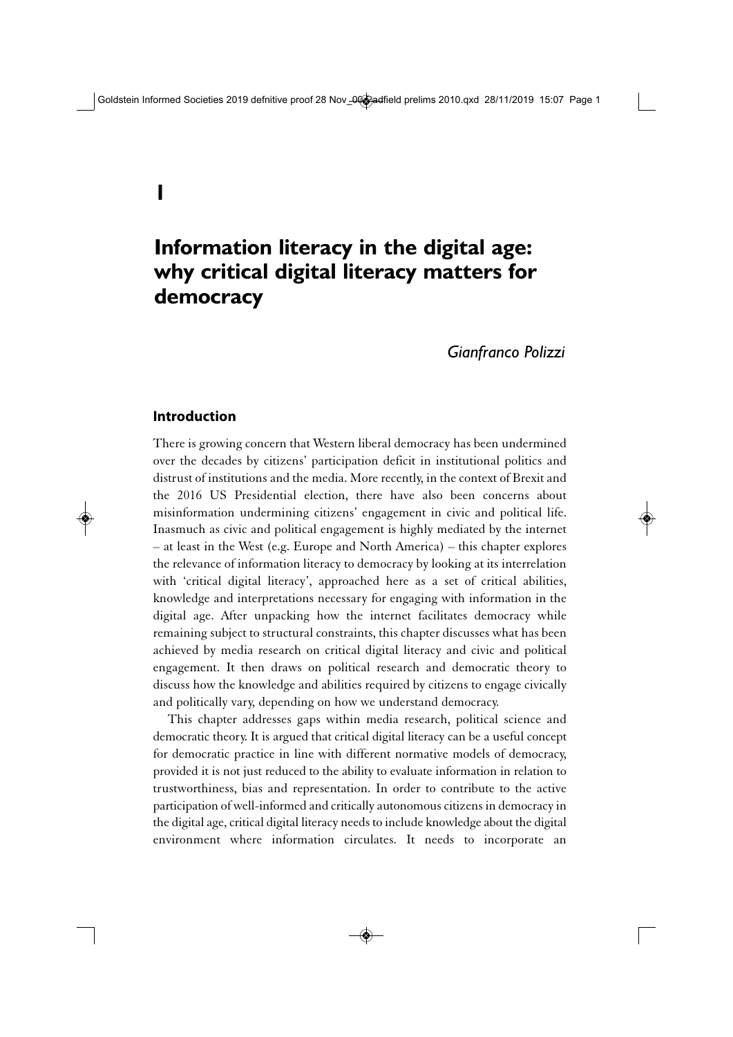# 1

# Information literacy in the digital age: why critical digital literacy matters for democracy

*Gianfranco Polizzi*

## Introduction

There is growing concern that Western liberal democracy has been undermined over the decades by citizens' participation deficit in institutional politics and distrust of institutions and the media. More recently, in the context of Brexit and the 2016 US Presidential election, there have also been concerns about misinformation undermining citizens' engagement in civic and political life. Inasmuch as civic and political engagement is highly mediated by the internet – at least in the West (e.g. Europe and North America) – this chapter explores the relevance of information literacy to democracy by looking at its interrelation with 'critical digital literacy', approached here as a set of critical abilities, knowledge and interpretations necessary for engaging with information in the digital age. After unpacking how the internet facilitates democracy while remaining subject to structural constraints, this chapter discusses what has been achieved by media research on critical digital literacy and civic and political engagement. It then draws on political research and democratic theory to discuss how the knowledge and abilities required by citizens to engage civically and politically vary, depending on how we understand democracy.

This chapter addresses gaps within media research, political science and democratic theory. It is argued that critical digital literacy can be a useful concept for democratic practice in line with different normative models of democracy, provided it is not just reduced to the ability to evaluate information in relation to trustworthiness, bias and representation. In order to contribute to the active participation of well-informed and critically autonomous citizens in democracy in the digital age, critical digital literacy needs to include knowledge about the digital environment where information circulates. It needs to incorporate an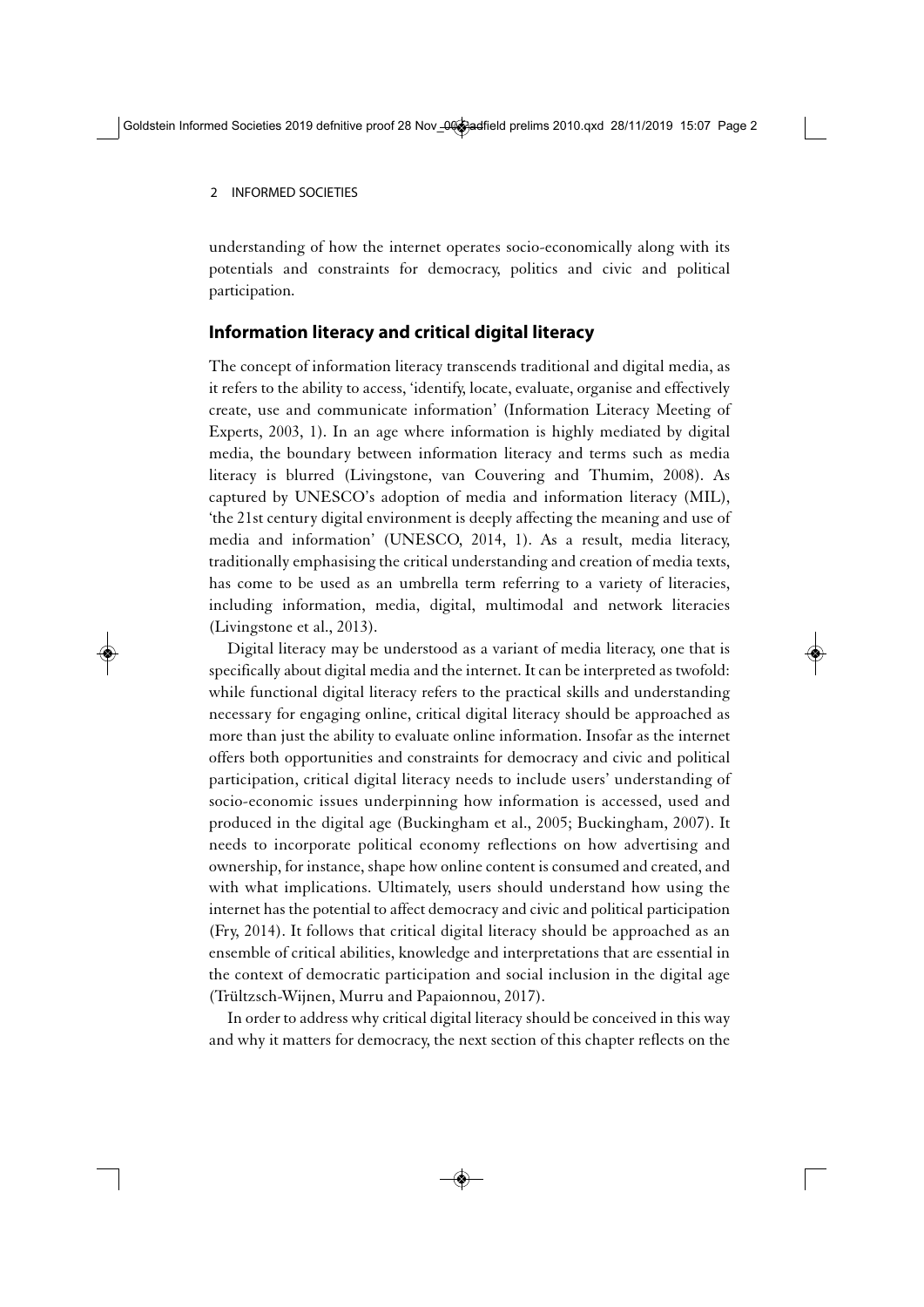understanding of how the internet operates socio-economically along with its potentials and constraints for democracy, politics and civic and political participation.

## Information literacy and critical digital literacy

The concept of information literacy transcends traditional and digital media, as it refers to the ability to access, 'identify, locate, evaluate, organise and effectively create, use and communicate information' (Information Literacy Meeting of Experts, 2003, 1). In an age where information is highly mediated by digital media, the boundary between information literacy and terms such as media literacy is blurred (Livingstone, van Couvering and Thumim, 2008). As captured by UNESCO's adoption of media and information literacy (MIL), 'the 21st century digital environment is deeply affecting the meaning and use of media and information' (UNESCO, 2014, 1). As a result, media literacy, traditionally emphasising the critical understanding and creation of media texts, has come to be used as an umbrella term referring to a variety of literacies, including information, media, digital, multimodal and network literacies (Livingstone et al., 2013).

Digital literacy may be understood as a variant of media literacy, one that is specifically about digital media and the internet. It can be interpreted as twofold: while functional digital literacy refers to the practical skills and understanding necessary for engaging online, critical digital literacy should be approached as more than just the ability to evaluate online information. Insofar as the internet offers both opportunities and constraints for democracy and civic and political participation, critical digital literacy needs to include users' understanding of socio-economic issues underpinning how information is accessed, used and produced in the digital age (Buckingham et al., 2005; Buckingham, 2007). It needs to incorporate political economy reflections on how advertising and ownership, for instance, shape how online content is consumed and created, and with what implications. Ultimately, users should understand how using the internet has the potential to affect democracy and civic and political participation (Fry, 2014). It follows that critical digital literacy should be approached as an ensemble of critical abilities, knowledge and interpretations that are essential in the context of democratic participation and social inclusion in the digital age (Trültzsch-Wijnen, Murru and Papaionnou, 2017).

In order to address why critical digital literacy should be conceived in this way and why it matters for democracy, the next section of this chapter reflects on the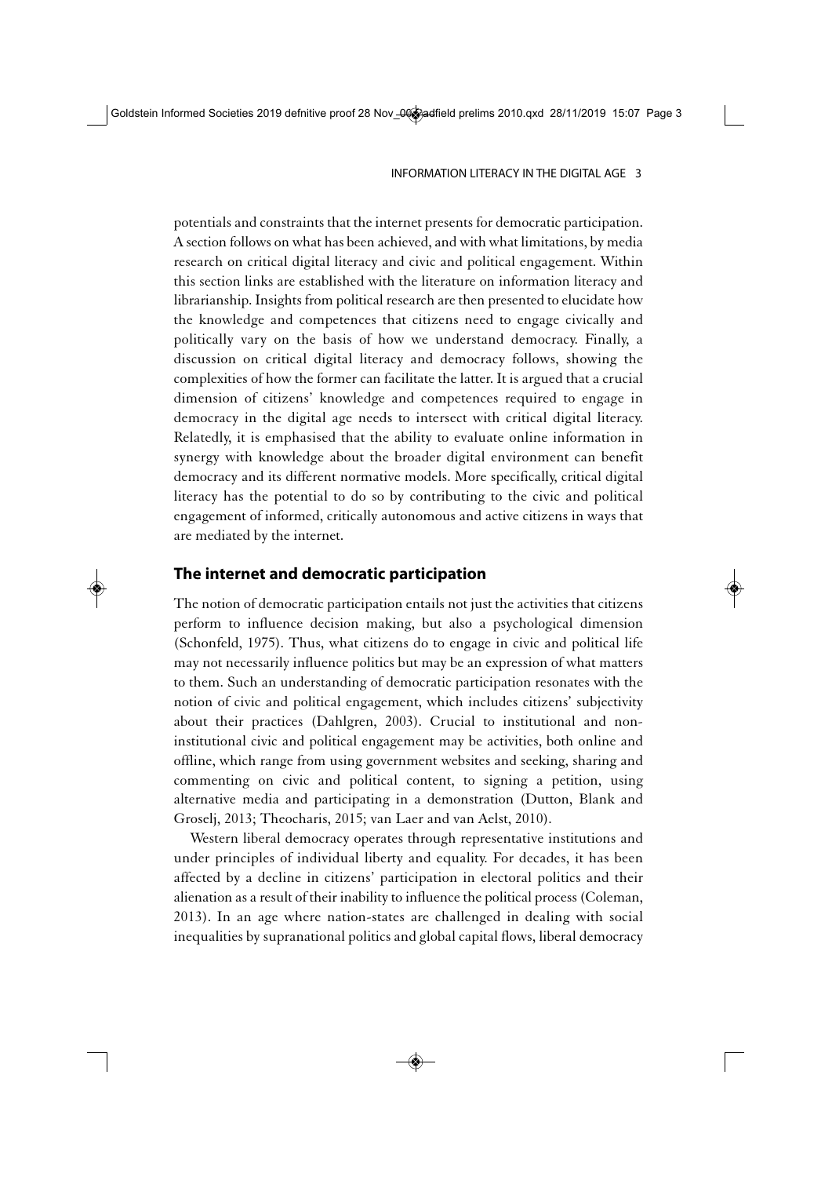potentials and constraints that the internet presents for democratic participation. A section follows on what has been achieved, and with what limitations, by media research on critical digital literacy and civic and political engagement. Within this section links are established with the literature on information literacy and librarianship. Insights from political research are then presented to elucidate how the knowledge and competences that citizens need to engage civically and politically vary on the basis of how we understand democracy. Finally, a discussion on critical digital literacy and democracy follows, showing the complexities of how the former can facilitate the latter. It is argued that a crucial dimension of citizens' knowledge and competences required to engage in democracy in the digital age needs to intersect with critical digital literacy. Relatedly, it is emphasised that the ability to evaluate online information in synergy with knowledge about the broader digital environment can benefit democracy and its different normative models. More specifically, critical digital literacy has the potential to do so by contributing to the civic and political engagement of informed, critically autonomous and active citizens in ways that are mediated by the internet.

## The internet and democratic participation

The notion of democratic participation entails not just the activities that citizens perform to influence decision making, but also a psychological dimension (Schonfeld, 1975). Thus, what citizens do to engage in civic and political life may not necessarily influence politics but may be an expression of what matters to them. Such an understanding of democratic participation resonates with the notion of civic and political engagement, which includes citizens' subjectivity about their practices (Dahlgren, 2003). Crucial to institutional and non-institutional civic and political engagement may be activities, both online and offline, which range from using government websites and seeking, sharing and commenting on civic and political content, to signing a petition, using alternative media and participating in a demonstration (Dutton, Blank and Groselj, 2013; Theocharis, 2015; van Laer and van Aelst, 2010).

Western liberal democracy operates through representative institutions and under principles of individual liberty and equality. For decades, it has been affected by a decline in citizens' participation in electoral politics and their alienation as a result of their inability to influence the political process (Coleman, 2013). In an age where nation-states are challenged in dealing with social inequalities by supranational politics and global capital flows, liberal democracy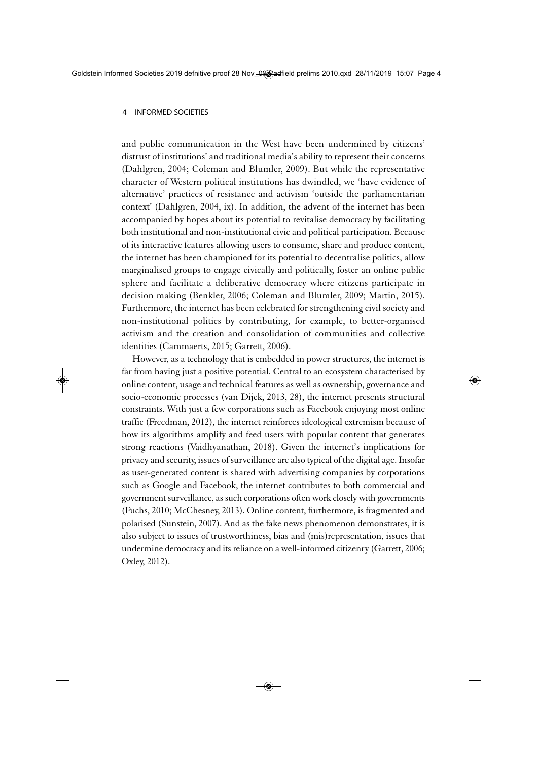and public communication in the West have been undermined by citizens' distrust of institutions' and traditional media's ability to represent their concerns (Dahlgren, 2004; Coleman and Blumler, 2009). But while the representative character of Western political institutions has dwindled, we 'have evidence of alternative' practices of resistance and activism 'outside the parliamentarian context' (Dahlgren, 2004, ix). In addition, the advent of the internet has been accompanied by hopes about its potential to revitalise democracy by facilitating both institutional and non-institutional civic and political participation. Because of its interactive features allowing users to consume, share and produce content, the internet has been championed for its potential to decentralise politics, allow marginalised groups to engage civically and politically, foster an online public sphere and facilitate a deliberative democracy where citizens participate in decision making (Benkler, 2006; Coleman and Blumler, 2009; Martin, 2015). Furthermore, the internet has been celebrated for strengthening civil society and non-institutional politics by contributing, for example, to better-organised activism and the creation and consolidation of communities and collective identities (Cammaerts, 2015; Garrett, 2006).

However, as a technology that is embedded in power structures, the internet is far from having just a positive potential. Central to an ecosystem characterised by online content, usage and technical features as well as ownership, governance and socio-economic processes (van Dijck, 2013, 28), the internet presents structural constraints. With just a few corporations such as Facebook enjoying most online traffic (Freedman, 2012), the internet reinforces ideological extremism because of how its algorithms amplify and feed users with popular content that generates strong reactions (Vaidhyanathan, 2018). Given the internet's implications for privacy and security, issues of surveillance are also typical of the digital age. Insofar as user-generated content is shared with advertising companies by corporations such as Google and Facebook, the internet contributes to both commercial and government surveillance, as such corporations often work closely with governments (Fuchs, 2010; McChesney, 2013). Online content, furthermore, is fragmented and polarised (Sunstein, 2007). And as the fake news phenomenon demonstrates, it is also subject to issues of trustworthiness, bias and (mis)representation, issues that undermine democracy and its reliance on a well-informed citizenry (Garrett, 2006; Oxley, 2012).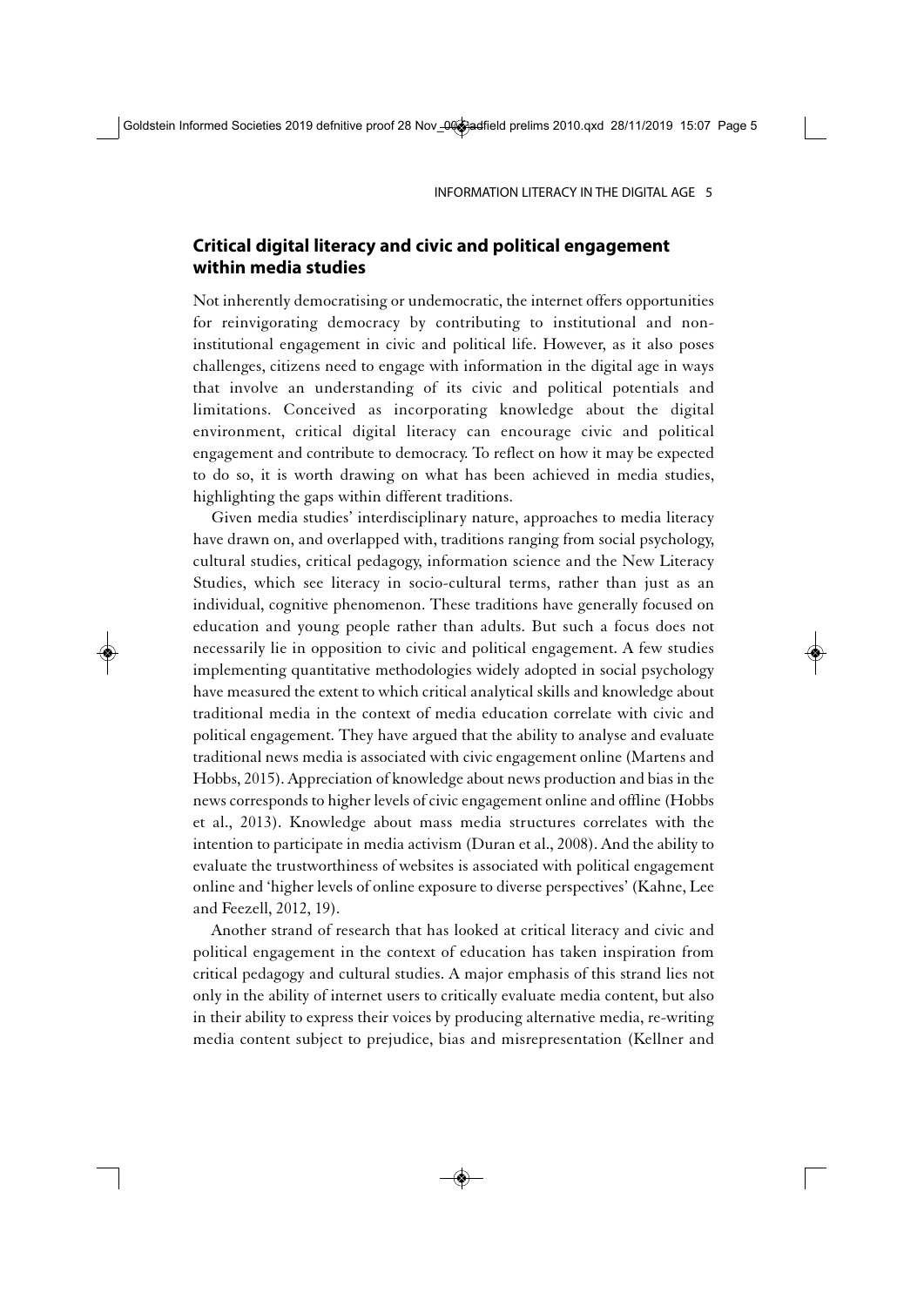## Critical digital literacy and civic and political engagement within media studies

Not inherently democratising or undemocratic, the internet offers opportunities for reinvigorating democracy by contributing to institutional and non-institutional engagement in civic and political life. However, as it also poses challenges, citizens need to engage with information in the digital age in ways that involve an understanding of its civic and political potentials and limitations. Conceived as incorporating knowledge about the digital environment, critical digital literacy can encourage civic and political engagement and contribute to democracy. To reflect on how it may be expected to do so, it is worth drawing on what has been achieved in media studies, highlighting the gaps within different traditions.

Given media studies' interdisciplinary nature, approaches to media literacy have drawn on, and overlapped with, traditions ranging from social psychology, cultural studies, critical pedagogy, information science and the New Literacy Studies, which see literacy in socio-cultural terms, rather than just as an individual, cognitive phenomenon. These traditions have generally focused on education and young people rather than adults. But such a focus does not necessarily lie in opposition to civic and political engagement. A few studies implementing quantitative methodologies widely adopted in social psychology have measured the extent to which critical analytical skills and knowledge about traditional media in the context of media education correlate with civic and political engagement. They have argued that the ability to analyse and evaluate traditional news media is associated with civic engagement online (Martens and Hobbs, 2015). Appreciation of knowledge about news production and bias in the news corresponds to higher levels of civic engagement online and offline (Hobbs et al., 2013). Knowledge about mass media structures correlates with the intention to participate in media activism (Duran et al., 2008). And the ability to evaluate the trustworthiness of websites is associated with political engagement online and 'higher levels of online exposure to diverse perspectives' (Kahne, Lee and Feezell, 2012, 19).

Another strand of research that has looked at critical literacy and civic and political engagement in the context of education has taken inspiration from critical pedagogy and cultural studies. A major emphasis of this strand lies not only in the ability of internet users to critically evaluate media content, but also in their ability to express their voices by producing alternative media, re-writing media content subject to prejudice, bias and misrepresentation (Kellner and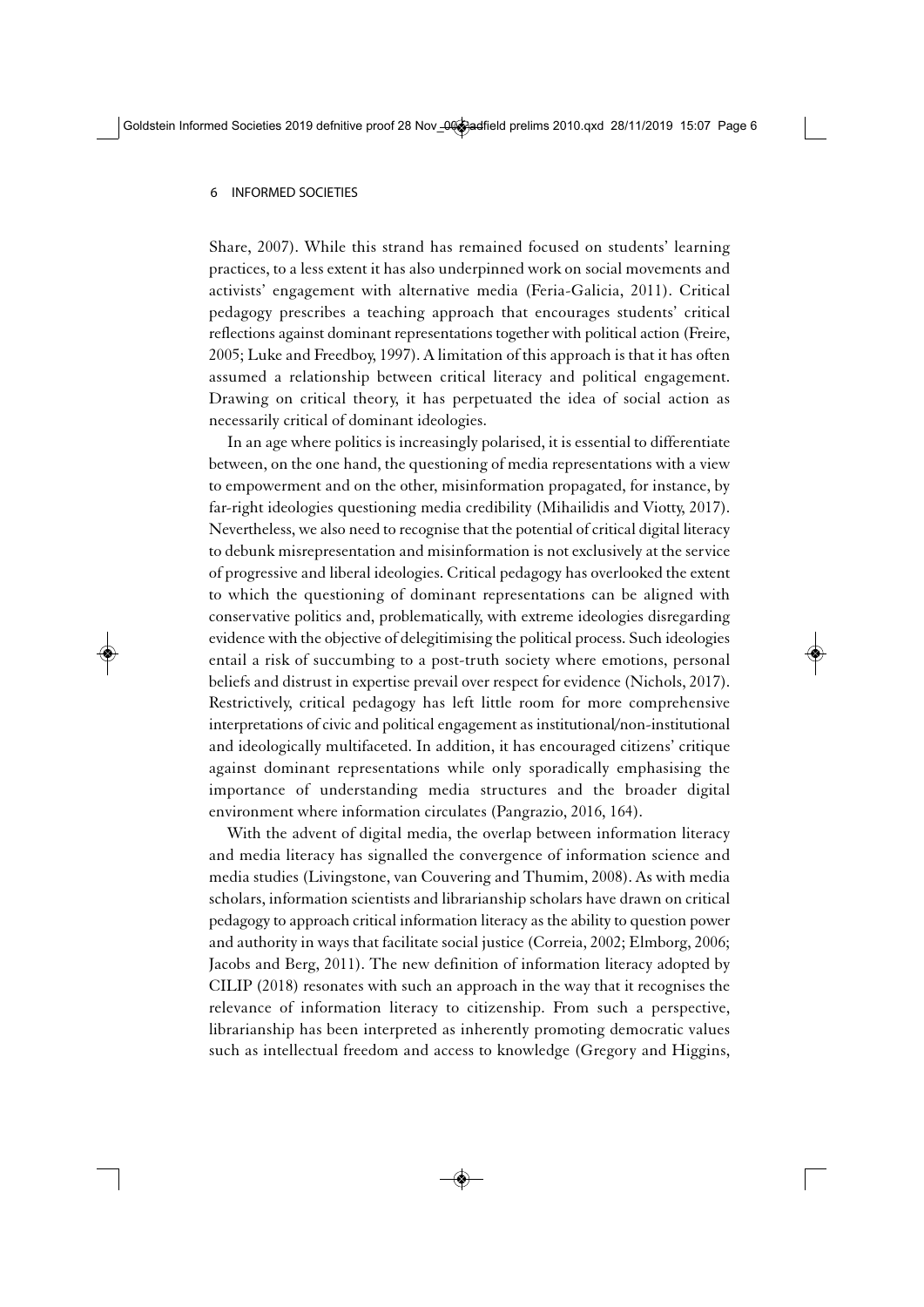Share, 2007). While this strand has remained focused on students' learning practices, to a less extent it has also underpinned work on social movements and activists' engagement with alternative media (Feria-Galicia, 2011). Critical pedagogy prescribes a teaching approach that encourages students' critical reflections against dominant representations together with political action (Freire, 2005; Luke and Freedboy, 1997). A limitation of this approach is that it has often assumed a relationship between critical literacy and political engagement. Drawing on critical theory, it has perpetuated the idea of social action as necessarily critical of dominant ideologies.

In an age where politics is increasingly polarised, it is essential to differentiate between, on the one hand, the questioning of media representations with a view to empowerment and on the other, misinformation propagated, for instance, by far-right ideologies questioning media credibility (Mihailidis and Viotty, 2017). Nevertheless, we also need to recognise that the potential of critical digital literacy to debunk misrepresentation and misinformation is not exclusively at the service of progressive and liberal ideologies. Critical pedagogy has overlooked the extent to which the questioning of dominant representations can be aligned with conservative politics and, problematically, with extreme ideologies disregarding evidence with the objective of delegitimising the political process. Such ideologies entail a risk of succumbing to a post-truth society where emotions, personal beliefs and distrust in expertise prevail over respect for evidence (Nichols, 2017). Restrictively, critical pedagogy has left little room for more comprehensive interpretations of civic and political engagement as institutional/non-institutional and ideologically multifaceted. In addition, it has encouraged citizens' critique against dominant representations while only sporadically emphasising the importance of understanding media structures and the broader digital environment where information circulates (Pangrazio, 2016, 164).

With the advent of digital media, the overlap between information literacy and media literacy has signalled the convergence of information science and media studies (Livingstone, van Couvering and Thumim, 2008). As with media scholars, information scientists and librarianship scholars have drawn on critical pedagogy to approach critical information literacy as the ability to question power and authority in ways that facilitate social justice (Correia, 2002; Elmborg, 2006; Jacobs and Berg, 2011). The new definition of information literacy adopted by CILIP (2018) resonates with such an approach in the way that it recognises the relevance of information literacy to citizenship. From such a perspective, librarianship has been interpreted as inherently promoting democratic values such as intellectual freedom and access to knowledge (Gregory and Higgins,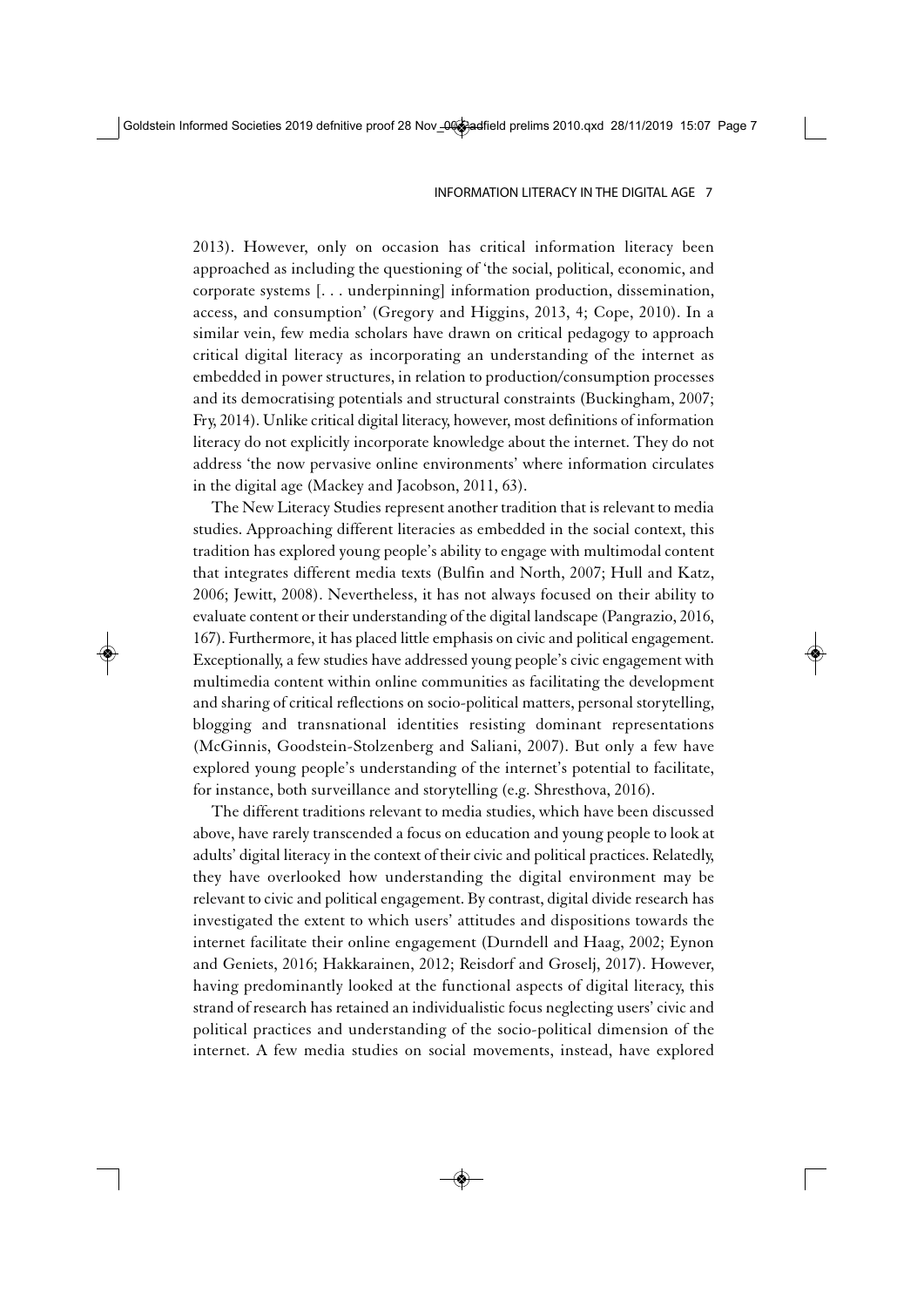2013). However, only on occasion has critical information literacy been approached as including the questioning of 'the social, political, economic, and corporate systems [. . . underpinning] information production, dissemination, access, and consumption' (Gregory and Higgins, 2013, 4; Cope, 2010). In a similar vein, few media scholars have drawn on critical pedagogy to approach critical digital literacy as incorporating an understanding of the internet as embedded in power structures, in relation to production/consumption processes and its democratising potentials and structural constraints (Buckingham, 2007; Fry, 2014). Unlike critical digital literacy, however, most definitions of information literacy do not explicitly incorporate knowledge about the internet. They do not address 'the now pervasive online environments' where information circulates in the digital age (Mackey and Jacobson, 2011, 63).

The New Literacy Studies represent another tradition that is relevant to media studies. Approaching different literacies as embedded in the social context, this tradition has explored young people's ability to engage with multimodal content that integrates different media texts (Bulfin and North, 2007; Hull and Katz, 2006; Jewitt, 2008). Nevertheless, it has not always focused on their ability to evaluate content or their understanding of the digital landscape (Pangrazio, 2016, 167). Furthermore, it has placed little emphasis on civic and political engagement. Exceptionally, a few studies have addressed young people's civic engagement with multimedia content within online communities as facilitating the development and sharing of critical reflections on socio-political matters, personal storytelling, blogging and transnational identities resisting dominant representations (McGinnis, Goodstein-Stolzenberg and Saliani, 2007). But only a few have explored young people's understanding of the internet's potential to facilitate, for instance, both surveillance and storytelling (e.g. Shresthova, 2016).

The different traditions relevant to media studies, which have been discussed above, have rarely transcended a focus on education and young people to look at adults' digital literacy in the context of their civic and political practices. Relatedly, they have overlooked how understanding the digital environment may be relevant to civic and political engagement. By contrast, digital divide research has investigated the extent to which users' attitudes and dispositions towards the internet facilitate their online engagement (Durndell and Haag, 2002; Eynon and Geniets, 2016; Hakkarainen, 2012; Reisdorf and Groselj, 2017). However, having predominantly looked at the functional aspects of digital literacy, this strand of research has retained an individualistic focus neglecting users' civic and political practices and understanding of the socio-political dimension of the internet. A few media studies on social movements, instead, have explored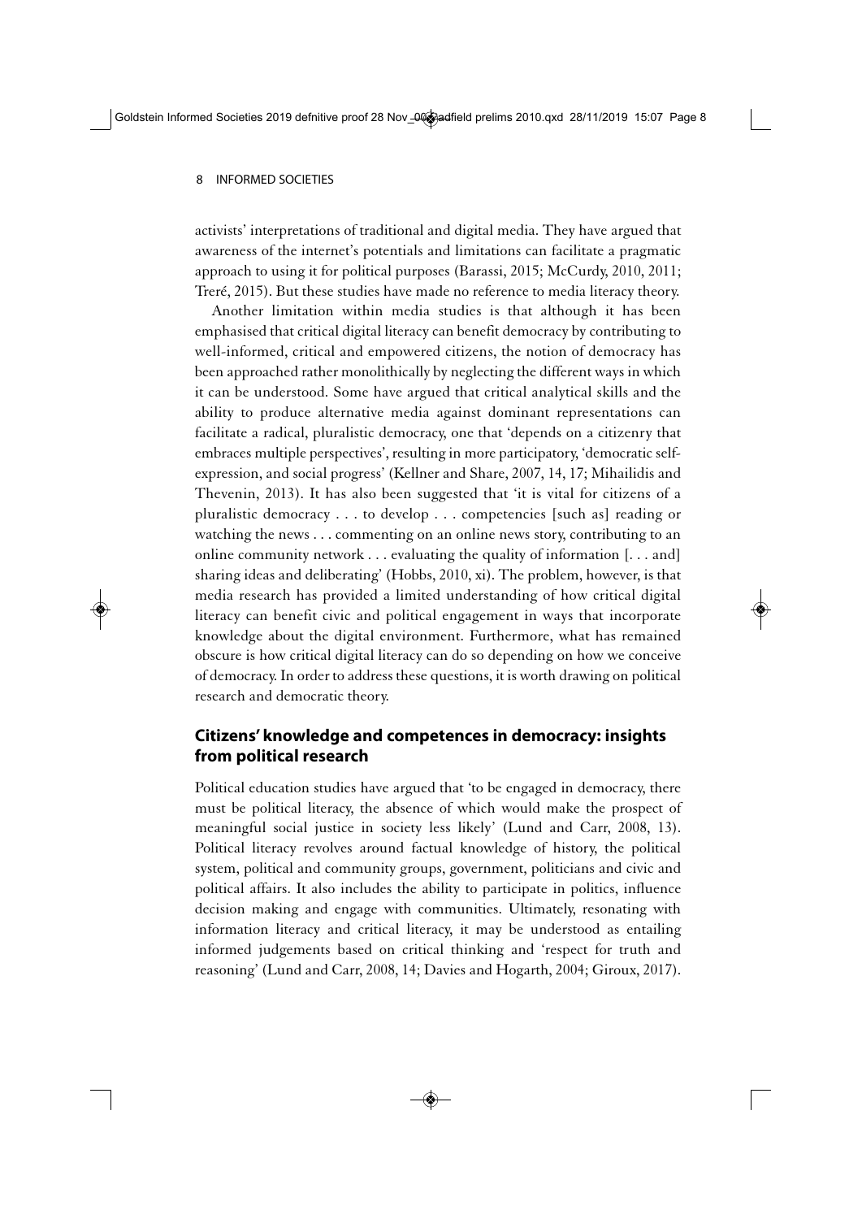activists' interpretations of traditional and digital media. They have argued that awareness of the internet's potentials and limitations can facilitate a pragmatic approach to using it for political purposes (Barassi, 2015; McCurdy, 2010, 2011; Treré, 2015). But these studies have made no reference to media literacy theory.

Another limitation within media studies is that although it has been emphasised that critical digital literacy can benefit democracy by contributing to well-informed, critical and empowered citizens, the notion of democracy has been approached rather monolithically by neglecting the different ways in which it can be understood. Some have argued that critical analytical skills and the ability to produce alternative media against dominant representations can facilitate a radical, pluralistic democracy, one that 'depends on a citizenry that embraces multiple perspectives', resulting in more participatory, 'democratic self-expression, and social progress' (Kellner and Share, 2007, 14, 17; Mihailidis and Thevenin, 2013). It has also been suggested that 'it is vital for citizens of a pluralistic democracy . . . to develop . . . competencies [such as] reading or watching the news . . . commenting on an online news story, contributing to an online community network . . . evaluating the quality of information [. . . and] sharing ideas and deliberating' (Hobbs, 2010, xi). The problem, however, is that media research has provided a limited understanding of how critical digital literacy can benefit civic and political engagement in ways that incorporate knowledge about the digital environment. Furthermore, what has remained obscure is how critical digital literacy can do so depending on how we conceive of democracy. In order to address these questions, it is worth drawing on political research and democratic theory.

## Citizens' knowledge and competences in democracy: insights from political research

Political education studies have argued that 'to be engaged in democracy, there must be political literacy, the absence of which would make the prospect of meaningful social justice in society less likely' (Lund and Carr, 2008, 13). Political literacy revolves around factual knowledge of history, the political system, political and community groups, government, politicians and civic and political affairs. It also includes the ability to participate in politics, influence decision making and engage with communities. Ultimately, resonating with information literacy and critical literacy, it may be understood as entailing informed judgements based on critical thinking and 'respect for truth and reasoning' (Lund and Carr, 2008, 14; Davies and Hogarth, 2004; Giroux, 2017).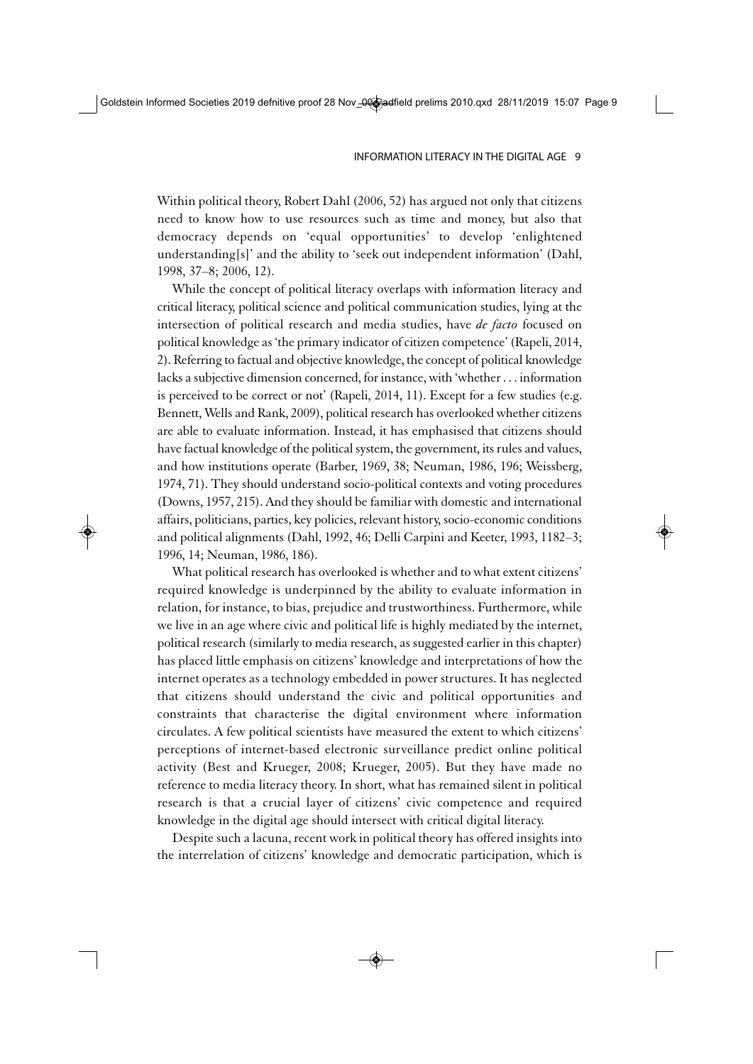Within political theory, Robert Dahl (2006, 52) has argued not only that citizens need to know how to use resources such as time and money, but also that democracy depends on 'equal opportunities' to develop 'enlightened understanding[s]' and the ability to 'seek out independent information' (Dahl, 1998, 37–8; 2006, 12).

While the concept of political literacy overlaps with information literacy and critical literacy, political science and political communication studies, lying at the intersection of political research and media studies, have *de facto* focused on political knowledge as 'the primary indicator of citizen competence' (Rapeli, 2014, 2). Referring to factual and objective knowledge, the concept of political knowledge lacks a subjective dimension concerned, for instance, with 'whether . . . information is perceived to be correct or not' (Rapeli, 2014, 11). Except for a few studies (e.g. Bennett, Wells and Rank, 2009), political research has overlooked whether citizens are able to evaluate information. Instead, it has emphasised that citizens should have factual knowledge of the political system, the government, its rules and values, and how institutions operate (Barber, 1969, 38; Neuman, 1986, 196; Weissberg, 1974, 71). They should understand socio-political contexts and voting procedures (Downs, 1957, 215). And they should be familiar with domestic and international affairs, politicians, parties, key policies, relevant history, socio-economic conditions and political alignments (Dahl, 1992, 46; Delli Carpini and Keeter, 1993, 1182–3; 1996, 14; Neuman, 1986, 186).

What political research has overlooked is whether and to what extent citizens' required knowledge is underpinned by the ability to evaluate information in relation, for instance, to bias, prejudice and trustworthiness. Furthermore, while we live in an age where civic and political life is highly mediated by the internet, political research (similarly to media research, as suggested earlier in this chapter) has placed little emphasis on citizens' knowledge and interpretations of how the internet operates as a technology embedded in power structures. It has neglected that citizens should understand the civic and political opportunities and constraints that characterise the digital environment where information circulates. A few political scientists have measured the extent to which citizens' perceptions of internet-based electronic surveillance predict online political activity (Best and Krueger, 2008; Krueger, 2005). But they have made no reference to media literacy theory. In short, what has remained silent in political research is that a crucial layer of citizens' civic competence and required knowledge in the digital age should intersect with critical digital literacy.

Despite such a lacuna, recent work in political theory has offered insights into the interrelation of citizens' knowledge and democratic participation, which is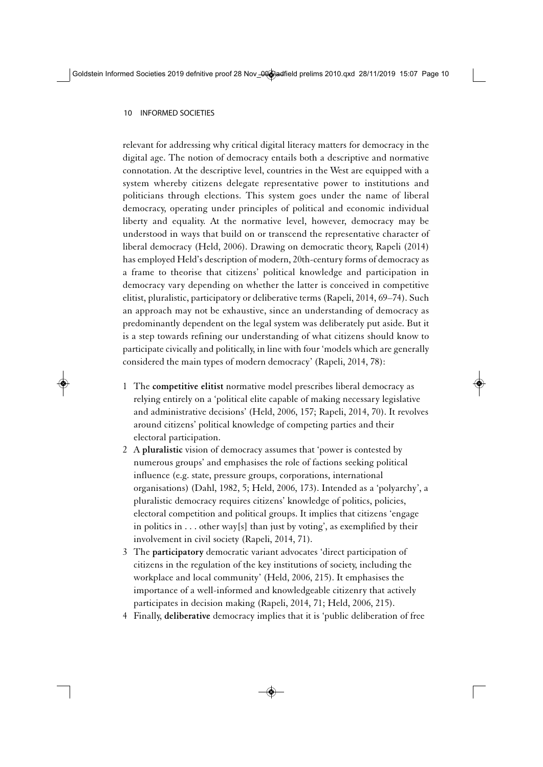relevant for addressing why critical digital literacy matters for democracy in the digital age. The notion of democracy entails both a descriptive and normative connotation. At the descriptive level, countries in the West are equipped with a system whereby citizens delegate representative power to institutions and politicians through elections. This system goes under the name of liberal democracy, operating under principles of political and economic individual liberty and equality. At the normative level, however, democracy may be understood in ways that build on or transcend the representative character of liberal democracy (Held, 2006). Drawing on democratic theory, Rapeli (2014) has employed Held's description of modern, 20th-century forms of democracy as a frame to theorise that citizens' political knowledge and participation in democracy vary depending on whether the latter is conceived in competitive elitist, pluralistic, participatory or deliberative terms (Rapeli, 2014, 69–74). Such an approach may not be exhaustive, since an understanding of democracy as predominantly dependent on the legal system was deliberately put aside. But it is a step towards refining our understanding of what citizens should know to participate civically and politically, in line with four 'models which are generally considered the main types of modern democracy' (Rapeli, 2014, 78):

1. The **competitive elitist** normative model prescribes liberal democracy as relying entirely on a 'political elite capable of making necessary legislative and administrative decisions' (Held, 2006, 157; Rapeli, 2014, 70). It revolves around citizens' political knowledge of competing parties and their electoral participation.
2. A **pluralistic** vision of democracy assumes that 'power is contested by numerous groups' and emphasises the role of factions seeking political influence (e.g. state, pressure groups, corporations, international organisations) (Dahl, 1982, 5; Held, 2006, 173). Intended as a 'polyarchy', a pluralistic democracy requires citizens' knowledge of politics, policies, electoral competition and political groups. It implies that citizens 'engage in politics in . . . other way[s] than just by voting', as exemplified by their involvement in civil society (Rapeli, 2014, 71).
3. The **participatory** democratic variant advocates 'direct participation of citizens in the regulation of the key institutions of society, including the workplace and local community' (Held, 2006, 215). It emphasises the importance of a well-informed and knowledgeable citizenry that actively participates in decision making (Rapeli, 2014, 71; Held, 2006, 215).
4. Finally, **deliberative** democracy implies that it is 'public deliberation of free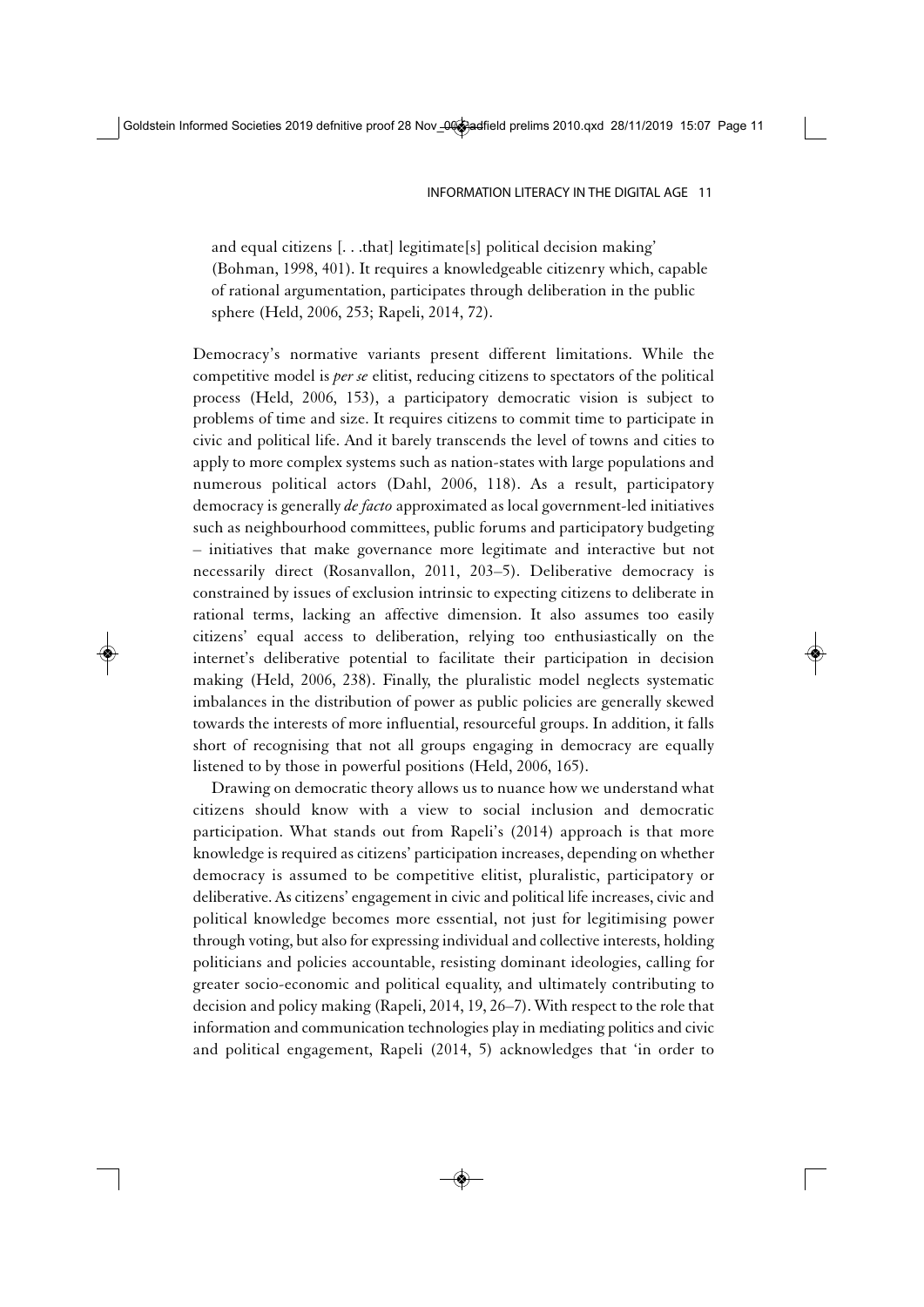and equal citizens [. . .that] legitimate[s] political decision making' (Bohman, 1998, 401). It requires a knowledgeable citizenry which, capable of rational argumentation, participates through deliberation in the public sphere (Held, 2006, 253; Rapeli, 2014, 72).

Democracy's normative variants present different limitations. While the competitive model is *per se* elitist, reducing citizens to spectators of the political process (Held, 2006, 153), a participatory democratic vision is subject to problems of time and size. It requires citizens to commit time to participate in civic and political life. And it barely transcends the level of towns and cities to apply to more complex systems such as nation-states with large populations and numerous political actors (Dahl, 2006, 118). As a result, participatory democracy is generally *de facto* approximated as local government-led initiatives such as neighbourhood committees, public forums and participatory budgeting – initiatives that make governance more legitimate and interactive but not necessarily direct (Rosanvallon, 2011, 203–5). Deliberative democracy is constrained by issues of exclusion intrinsic to expecting citizens to deliberate in rational terms, lacking an affective dimension. It also assumes too easily citizens' equal access to deliberation, relying too enthusiastically on the internet's deliberative potential to facilitate their participation in decision making (Held, 2006, 238). Finally, the pluralistic model neglects systematic imbalances in the distribution of power as public policies are generally skewed towards the interests of more influential, resourceful groups. In addition, it falls short of recognising that not all groups engaging in democracy are equally listened to by those in powerful positions (Held, 2006, 165).

Drawing on democratic theory allows us to nuance how we understand what citizens should know with a view to social inclusion and democratic participation. What stands out from Rapeli's (2014) approach is that more knowledge is required as citizens' participation increases, depending on whether democracy is assumed to be competitive elitist, pluralistic, participatory or deliberative. As citizens' engagement in civic and political life increases, civic and political knowledge becomes more essential, not just for legitimising power through voting, but also for expressing individual and collective interests, holding politicians and policies accountable, resisting dominant ideologies, calling for greater socio-economic and political equality, and ultimately contributing to decision and policy making (Rapeli, 2014, 19, 26–7). With respect to the role that information and communication technologies play in mediating politics and civic and political engagement, Rapeli (2014, 5) acknowledges that 'in order to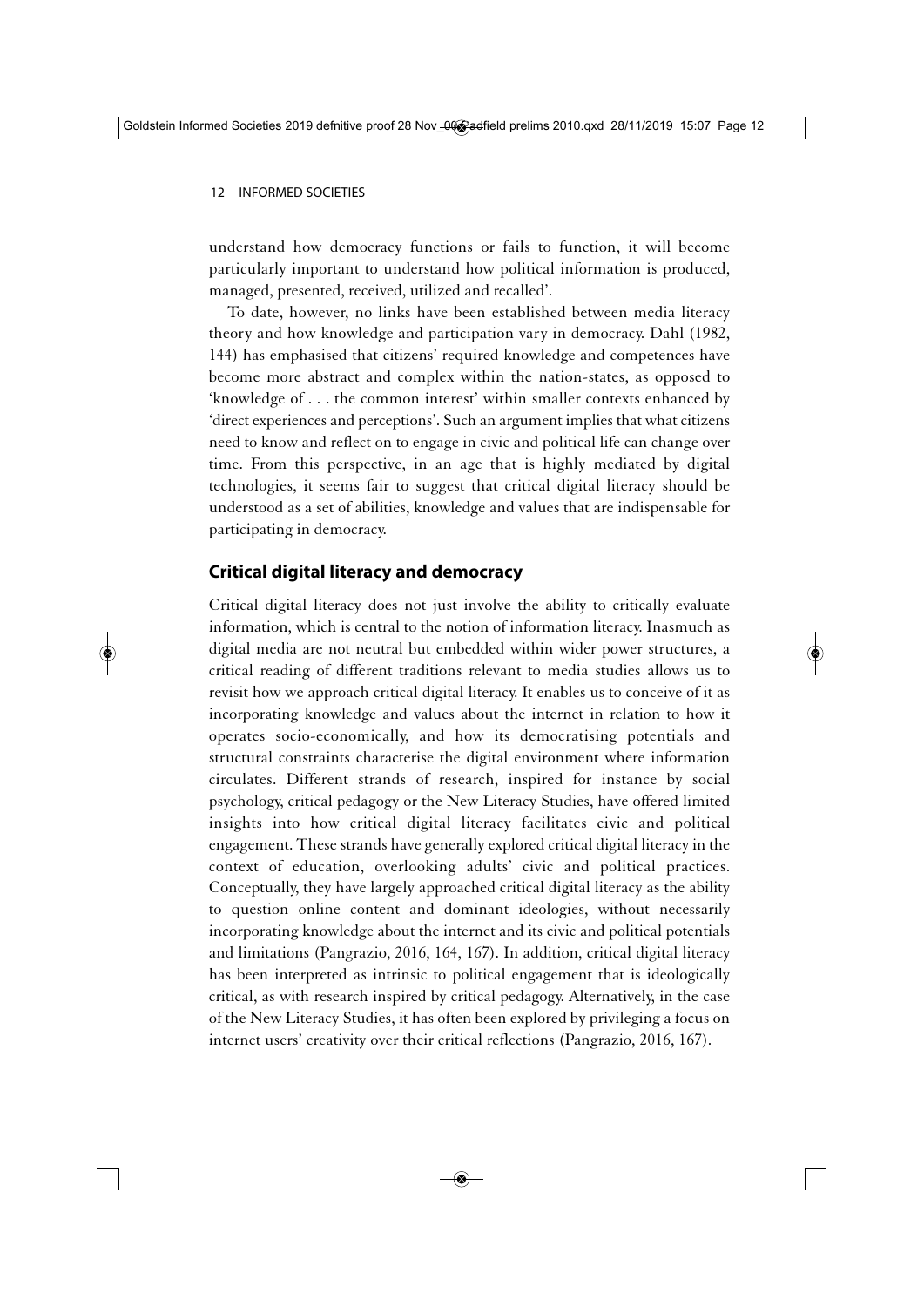understand how democracy functions or fails to function, it will become particularly important to understand how political information is produced, managed, presented, received, utilized and recalled'.

To date, however, no links have been established between media literacy theory and how knowledge and participation vary in democracy. Dahl (1982, 144) has emphasised that citizens' required knowledge and competences have become more abstract and complex within the nation-states, as opposed to 'knowledge of . . . the common interest' within smaller contexts enhanced by 'direct experiences and perceptions'. Such an argument implies that what citizens need to know and reflect on to engage in civic and political life can change over time. From this perspective, in an age that is highly mediated by digital technologies, it seems fair to suggest that critical digital literacy should be understood as a set of abilities, knowledge and values that are indispensable for participating in democracy.

## Critical digital literacy and democracy

Critical digital literacy does not just involve the ability to critically evaluate information, which is central to the notion of information literacy. Inasmuch as digital media are not neutral but embedded within wider power structures, a critical reading of different traditions relevant to media studies allows us to revisit how we approach critical digital literacy. It enables us to conceive of it as incorporating knowledge and values about the internet in relation to how it operates socio-economically, and how its democratising potentials and structural constraints characterise the digital environment where information circulates. Different strands of research, inspired for instance by social psychology, critical pedagogy or the New Literacy Studies, have offered limited insights into how critical digital literacy facilitates civic and political engagement. These strands have generally explored critical digital literacy in the context of education, overlooking adults' civic and political practices. Conceptually, they have largely approached critical digital literacy as the ability to question online content and dominant ideologies, without necessarily incorporating knowledge about the internet and its civic and political potentials and limitations (Pangrazio, 2016, 164, 167). In addition, critical digital literacy has been interpreted as intrinsic to political engagement that is ideologically critical, as with research inspired by critical pedagogy. Alternatively, in the case of the New Literacy Studies, it has often been explored by privileging a focus on internet users' creativity over their critical reflections (Pangrazio, 2016, 167).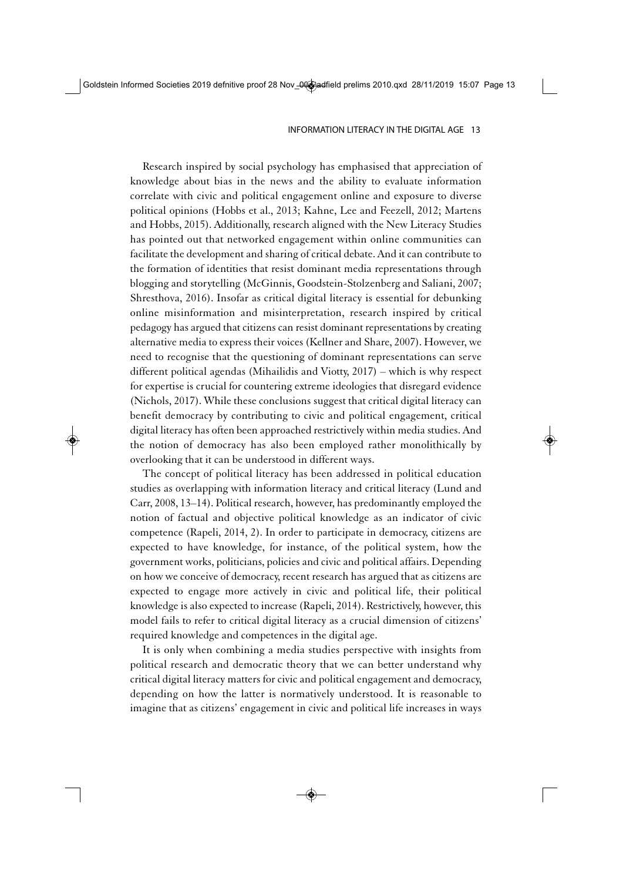Research inspired by social psychology has emphasised that appreciation of knowledge about bias in the news and the ability to evaluate information correlate with civic and political engagement online and exposure to diverse political opinions (Hobbs et al., 2013; Kahne, Lee and Feezell, 2012; Martens and Hobbs, 2015). Additionally, research aligned with the New Literacy Studies has pointed out that networked engagement within online communities can facilitate the development and sharing of critical debate. And it can contribute to the formation of identities that resist dominant media representations through blogging and storytelling (McGinnis, Goodstein-Stolzenberg and Saliani, 2007; Shresthova, 2016). Insofar as critical digital literacy is essential for debunking online misinformation and misinterpretation, research inspired by critical pedagogy has argued that citizens can resist dominant representations by creating alternative media to express their voices (Kellner and Share, 2007). However, we need to recognise that the questioning of dominant representations can serve different political agendas (Mihailidis and Viotty, 2017) – which is why respect for expertise is crucial for countering extreme ideologies that disregard evidence (Nichols, 2017). While these conclusions suggest that critical digital literacy can benefit democracy by contributing to civic and political engagement, critical digital literacy has often been approached restrictively within media studies. And the notion of democracy has also been employed rather monolithically by overlooking that it can be understood in different ways.

The concept of political literacy has been addressed in political education studies as overlapping with information literacy and critical literacy (Lund and Carr, 2008, 13–14). Political research, however, has predominantly employed the notion of factual and objective political knowledge as an indicator of civic competence (Rapeli, 2014, 2). In order to participate in democracy, citizens are expected to have knowledge, for instance, of the political system, how the government works, politicians, policies and civic and political affairs. Depending on how we conceive of democracy, recent research has argued that as citizens are expected to engage more actively in civic and political life, their political knowledge is also expected to increase (Rapeli, 2014). Restrictively, however, this model fails to refer to critical digital literacy as a crucial dimension of citizens' required knowledge and competences in the digital age.

It is only when combining a media studies perspective with insights from political research and democratic theory that we can better understand why critical digital literacy matters for civic and political engagement and democracy, depending on how the latter is normatively understood. It is reasonable to imagine that as citizens' engagement in civic and political life increases in ways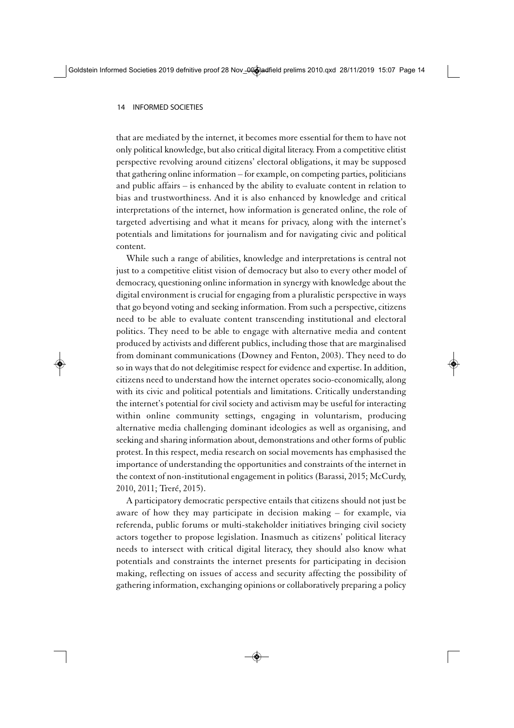that are mediated by the internet, it becomes more essential for them to have not only political knowledge, but also critical digital literacy. From a competitive elitist perspective revolving around citizens' electoral obligations, it may be supposed that gathering online information – for example, on competing parties, politicians and public affairs – is enhanced by the ability to evaluate content in relation to bias and trustworthiness. And it is also enhanced by knowledge and critical interpretations of the internet, how information is generated online, the role of targeted advertising and what it means for privacy, along with the internet's potentials and limitations for journalism and for navigating civic and political content.

While such a range of abilities, knowledge and interpretations is central not just to a competitive elitist vision of democracy but also to every other model of democracy, questioning online information in synergy with knowledge about the digital environment is crucial for engaging from a pluralistic perspective in ways that go beyond voting and seeking information. From such a perspective, citizens need to be able to evaluate content transcending institutional and electoral politics. They need to be able to engage with alternative media and content produced by activists and different publics, including those that are marginalised from dominant communications (Downey and Fenton, 2003). They need to do so in ways that do not delegitimise respect for evidence and expertise. In addition, citizens need to understand how the internet operates socio-economically, along with its civic and political potentials and limitations. Critically understanding the internet's potential for civil society and activism may be useful for interacting within online community settings, engaging in voluntarism, producing alternative media challenging dominant ideologies as well as organising, and seeking and sharing information about, demonstrations and other forms of public protest. In this respect, media research on social movements has emphasised the importance of understanding the opportunities and constraints of the internet in the context of non-institutional engagement in politics (Barassi, 2015; McCurdy, 2010, 2011; Treré, 2015).

A participatory democratic perspective entails that citizens should not just be aware of how they may participate in decision making – for example, via referenda, public forums or multi-stakeholder initiatives bringing civil society actors together to propose legislation. Inasmuch as citizens' political literacy needs to intersect with critical digital literacy, they should also know what potentials and constraints the internet presents for participating in decision making, reflecting on issues of access and security affecting the possibility of gathering information, exchanging opinions or collaboratively preparing a policy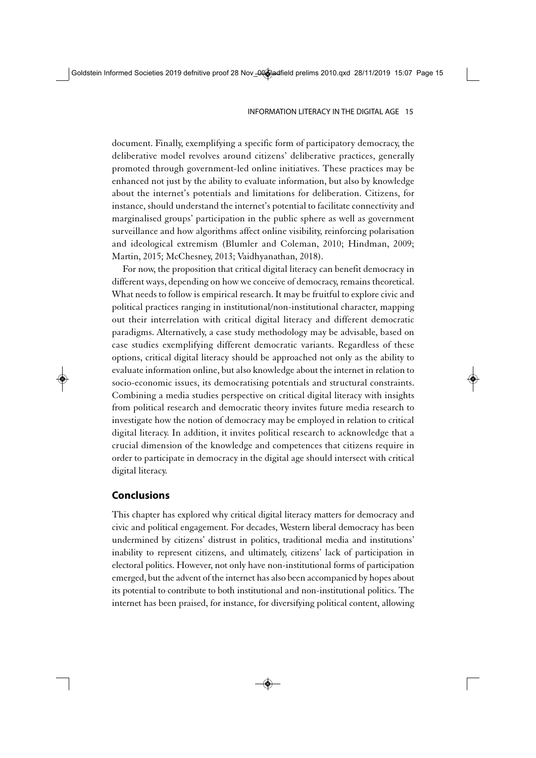document. Finally, exemplifying a specific form of participatory democracy, the deliberative model revolves around citizens' deliberative practices, generally promoted through government-led online initiatives. These practices may be enhanced not just by the ability to evaluate information, but also by knowledge about the internet's potentials and limitations for deliberation. Citizens, for instance, should understand the internet's potential to facilitate connectivity and marginalised groups' participation in the public sphere as well as government surveillance and how algorithms affect online visibility, reinforcing polarisation and ideological extremism (Blumler and Coleman, 2010; Hindman, 2009; Martin, 2015; McChesney, 2013; Vaidhyanathan, 2018).

For now, the proposition that critical digital literacy can benefit democracy in different ways, depending on how we conceive of democracy, remains theoretical. What needs to follow is empirical research. It may be fruitful to explore civic and political practices ranging in institutional/non-institutional character, mapping out their interrelation with critical digital literacy and different democratic paradigms. Alternatively, a case study methodology may be advisable, based on case studies exemplifying different democratic variants. Regardless of these options, critical digital literacy should be approached not only as the ability to evaluate information online, but also knowledge about the internet in relation to socio-economic issues, its democratising potentials and structural constraints. Combining a media studies perspective on critical digital literacy with insights from political research and democratic theory invites future media research to investigate how the notion of democracy may be employed in relation to critical digital literacy. In addition, it invites political research to acknowledge that a crucial dimension of the knowledge and competences that citizens require in order to participate in democracy in the digital age should intersect with critical digital literacy.

## Conclusions

This chapter has explored why critical digital literacy matters for democracy and civic and political engagement. For decades, Western liberal democracy has been undermined by citizens' distrust in politics, traditional media and institutions' inability to represent citizens, and ultimately, citizens' lack of participation in electoral politics. However, not only have non-institutional forms of participation emerged, but the advent of the internet has also been accompanied by hopes about its potential to contribute to both institutional and non-institutional politics. The internet has been praised, for instance, for diversifying political content, allowing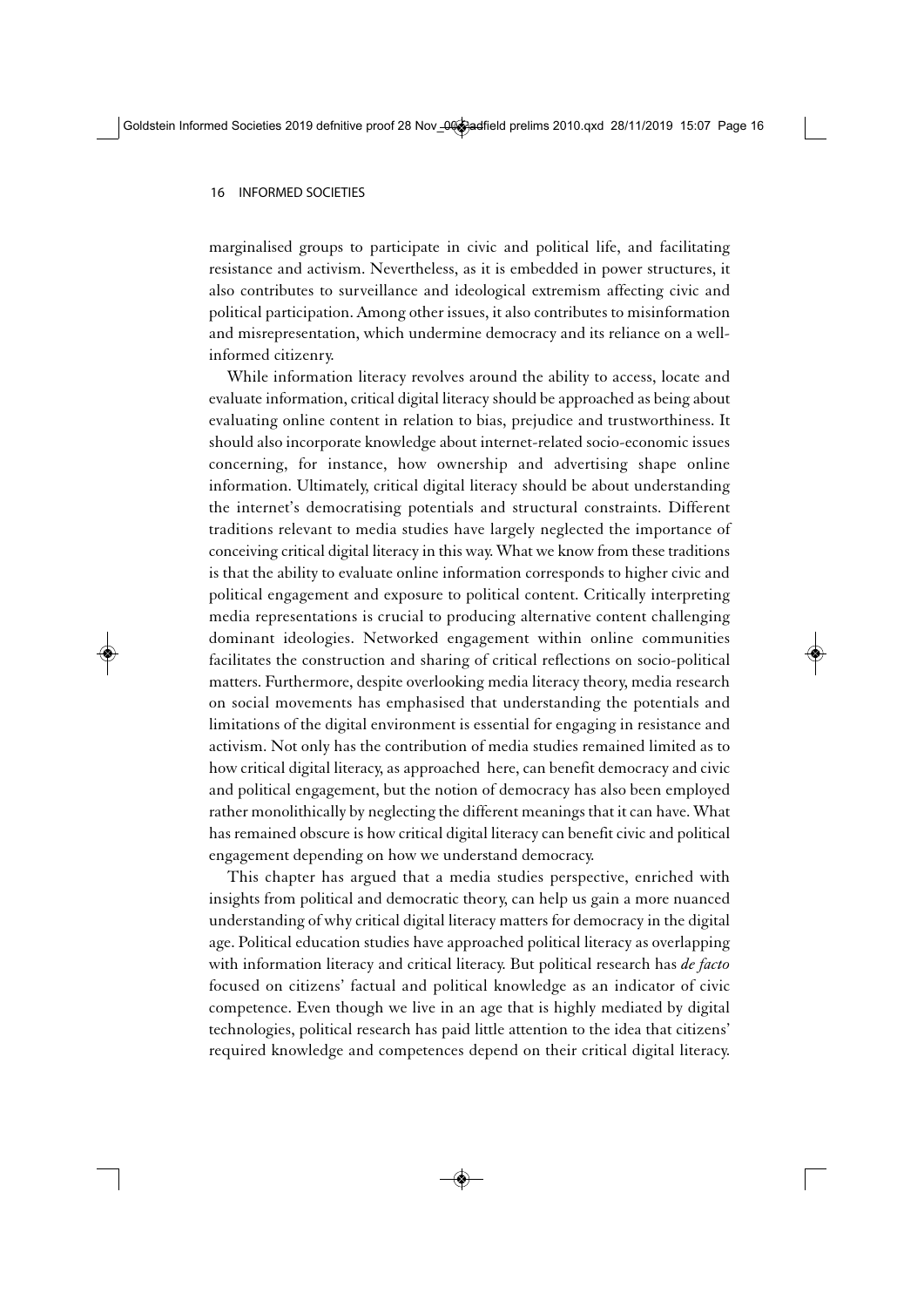marginalised groups to participate in civic and political life, and facilitating resistance and activism. Nevertheless, as it is embedded in power structures, it also contributes to surveillance and ideological extremism affecting civic and political participation. Among other issues, it also contributes to misinformation and misrepresentation, which undermine democracy and its reliance on a well-informed citizenry.

While information literacy revolves around the ability to access, locate and evaluate information, critical digital literacy should be approached as being about evaluating online content in relation to bias, prejudice and trustworthiness. It should also incorporate knowledge about internet-related socio-economic issues concerning, for instance, how ownership and advertising shape online information. Ultimately, critical digital literacy should be about understanding the internet's democratising potentials and structural constraints. Different traditions relevant to media studies have largely neglected the importance of conceiving critical digital literacy in this way. What we know from these traditions is that the ability to evaluate online information corresponds to higher civic and political engagement and exposure to political content. Critically interpreting media representations is crucial to producing alternative content challenging dominant ideologies. Networked engagement within online communities facilitates the construction and sharing of critical reflections on socio-political matters. Furthermore, despite overlooking media literacy theory, media research on social movements has emphasised that understanding the potentials and limitations of the digital environment is essential for engaging in resistance and activism. Not only has the contribution of media studies remained limited as to how critical digital literacy, as approached here, can benefit democracy and civic and political engagement, but the notion of democracy has also been employed rather monolithically by neglecting the different meanings that it can have. What has remained obscure is how critical digital literacy can benefit civic and political engagement depending on how we understand democracy.

This chapter has argued that a media studies perspective, enriched with insights from political and democratic theory, can help us gain a more nuanced understanding of why critical digital literacy matters for democracy in the digital age. Political education studies have approached political literacy as overlapping with information literacy and critical literacy. But political research has *de facto* focused on citizens' factual and political knowledge as an indicator of civic competence. Even though we live in an age that is highly mediated by digital technologies, political research has paid little attention to the idea that citizens' required knowledge and competences depend on their critical digital literacy.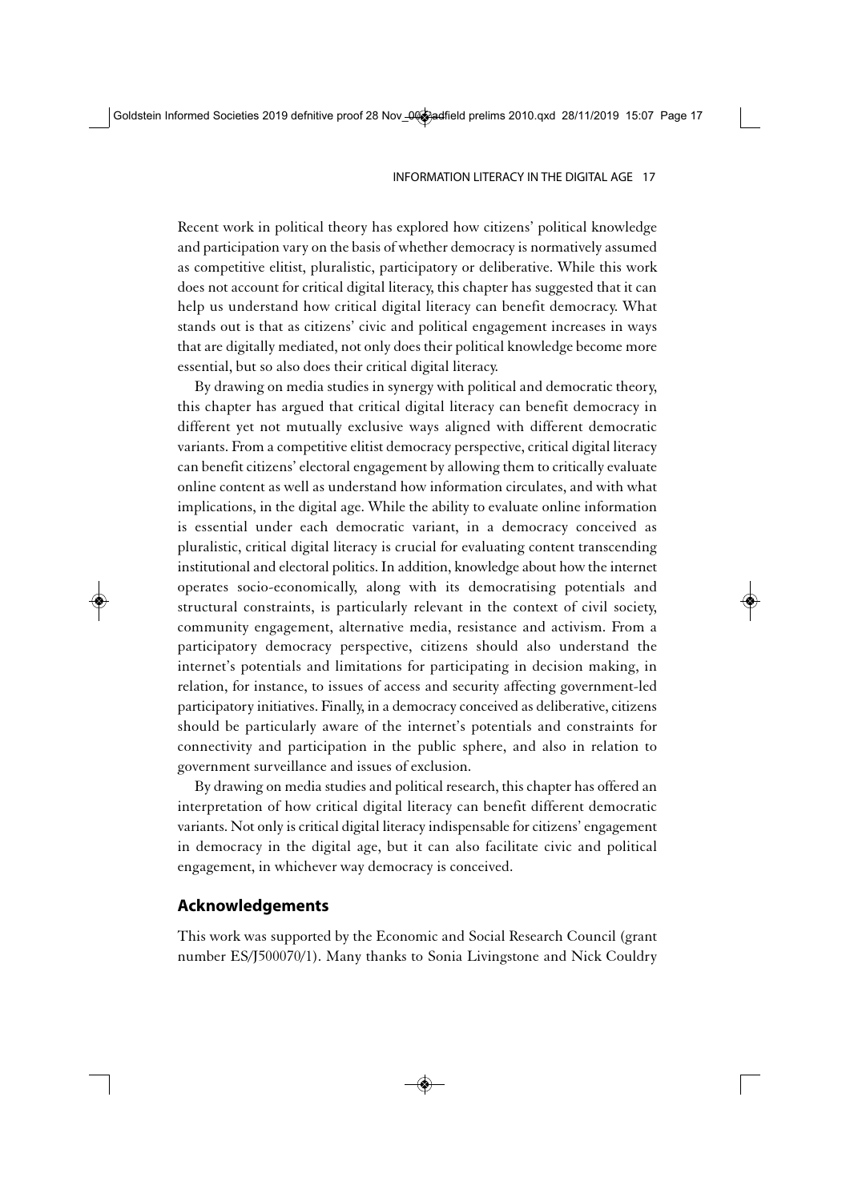Recent work in political theory has explored how citizens' political knowledge and participation vary on the basis of whether democracy is normatively assumed as competitive elitist, pluralistic, participatory or deliberative. While this work does not account for critical digital literacy, this chapter has suggested that it can help us understand how critical digital literacy can benefit democracy. What stands out is that as citizens' civic and political engagement increases in ways that are digitally mediated, not only does their political knowledge become more essential, but so also does their critical digital literacy.

By drawing on media studies in synergy with political and democratic theory, this chapter has argued that critical digital literacy can benefit democracy in different yet not mutually exclusive ways aligned with different democratic variants. From a competitive elitist democracy perspective, critical digital literacy can benefit citizens' electoral engagement by allowing them to critically evaluate online content as well as understand how information circulates, and with what implications, in the digital age. While the ability to evaluate online information is essential under each democratic variant, in a democracy conceived as pluralistic, critical digital literacy is crucial for evaluating content transcending institutional and electoral politics. In addition, knowledge about how the internet operates socio-economically, along with its democratising potentials and structural constraints, is particularly relevant in the context of civil society, community engagement, alternative media, resistance and activism. From a participatory democracy perspective, citizens should also understand the internet's potentials and limitations for participating in decision making, in relation, for instance, to issues of access and security affecting government-led participatory initiatives. Finally, in a democracy conceived as deliberative, citizens should be particularly aware of the internet's potentials and constraints for connectivity and participation in the public sphere, and also in relation to government surveillance and issues of exclusion.

By drawing on media studies and political research, this chapter has offered an interpretation of how critical digital literacy can benefit different democratic variants. Not only is critical digital literacy indispensable for citizens' engagement in democracy in the digital age, but it can also facilitate civic and political engagement, in whichever way democracy is conceived.

## Acknowledgements

This work was supported by the Economic and Social Research Council (grant number ES/J500070/1). Many thanks to Sonia Livingstone and Nick Couldry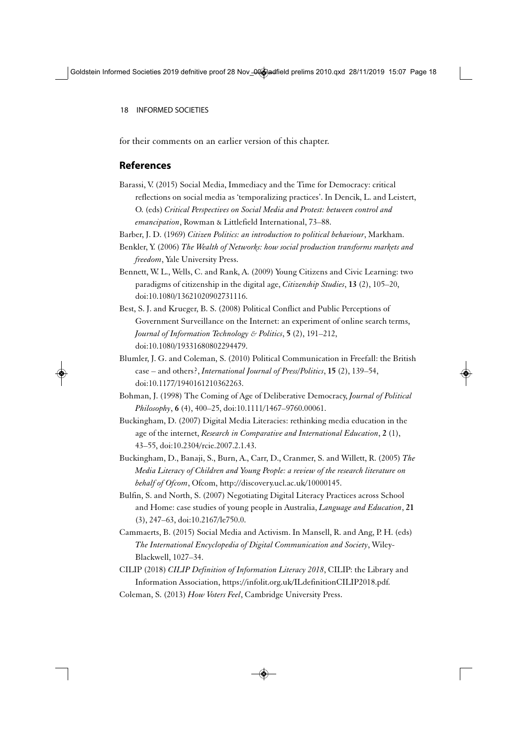for their comments on an earlier version of this chapter.

## References

Barassi, V. (2015) Social Media, Immediacy and the Time for Democracy: critical reflections on social media as 'temporalizing practices'. In Dencik, L. and Leistert, O. (eds) *Critical Perspectives on Social Media and Protest: between control and emancipation*, Rowman & Littlefield International, 73–88.

Barber, J. D. (1969) *Citizen Politics: an introduction to political behaviour*, Markham.

Benkler, Y. (2006) *The Wealth of Networks: how social production transforms markets and freedom*, Yale University Press.

Bennett, W. L., Wells, C. and Rank, A. (2009) Young Citizens and Civic Learning: two paradigms of citizenship in the digital age, *Citizenship Studies*, **13** (2), 105–20, doi:10.1080/13621020902731116.

Best, S. J. and Krueger, B. S. (2008) Political Conflict and Public Perceptions of Government Surveillance on the Internet: an experiment of online search terms, *Journal of Information Technology & Politics*, **5** (2), 191–212, doi:10.1080/19331680802294479.

Blumler, J. G. and Coleman, S. (2010) Political Communication in Freefall: the British case – and others?, *International Journal of Press/Politics*, **15** (2), 139–54, doi:10.1177/1940161210362263.

Bohman, J. (1998) The Coming of Age of Deliberative Democracy, *Journal of Political Philosophy*, **6** (4), 400–25, doi:10.1111/1467–9760.00061.

Buckingham, D. (2007) Digital Media Literacies: rethinking media education in the age of the internet, *Research in Comparative and International Education*, **2** (1), 43–55, doi:10.2304/rcie.2007.2.1.43.

Buckingham, D., Banaji, S., Burn, A., Carr, D., Cranmer, S. and Willett, R. (2005) *The Media Literacy of Children and Young People: a review of the research literature on behalf of Ofcom*, Ofcom, http://discovery.ucl.ac.uk/10000145.

Bulfin, S. and North, S. (2007) Negotiating Digital Literacy Practices across School and Home: case studies of young people in Australia, *Language and Education*, **21** (3), 247–63, doi:10.2167/le750.0.

Cammaerts, B. (2015) Social Media and Activism. In Mansell, R. and Ang, P. H. (eds) *The International Encyclopedia of Digital Communication and Society*, Wiley-Blackwell, 1027–34.

CILIP (2018) *CILIP Definition of Information Literacy 2018*, CILIP: the Library and Information Association, https://infolit.org.uk/ILdefinitionCILIP2018.pdf.

Coleman, S. (2013) *How Voters Feel*, Cambridge University Press.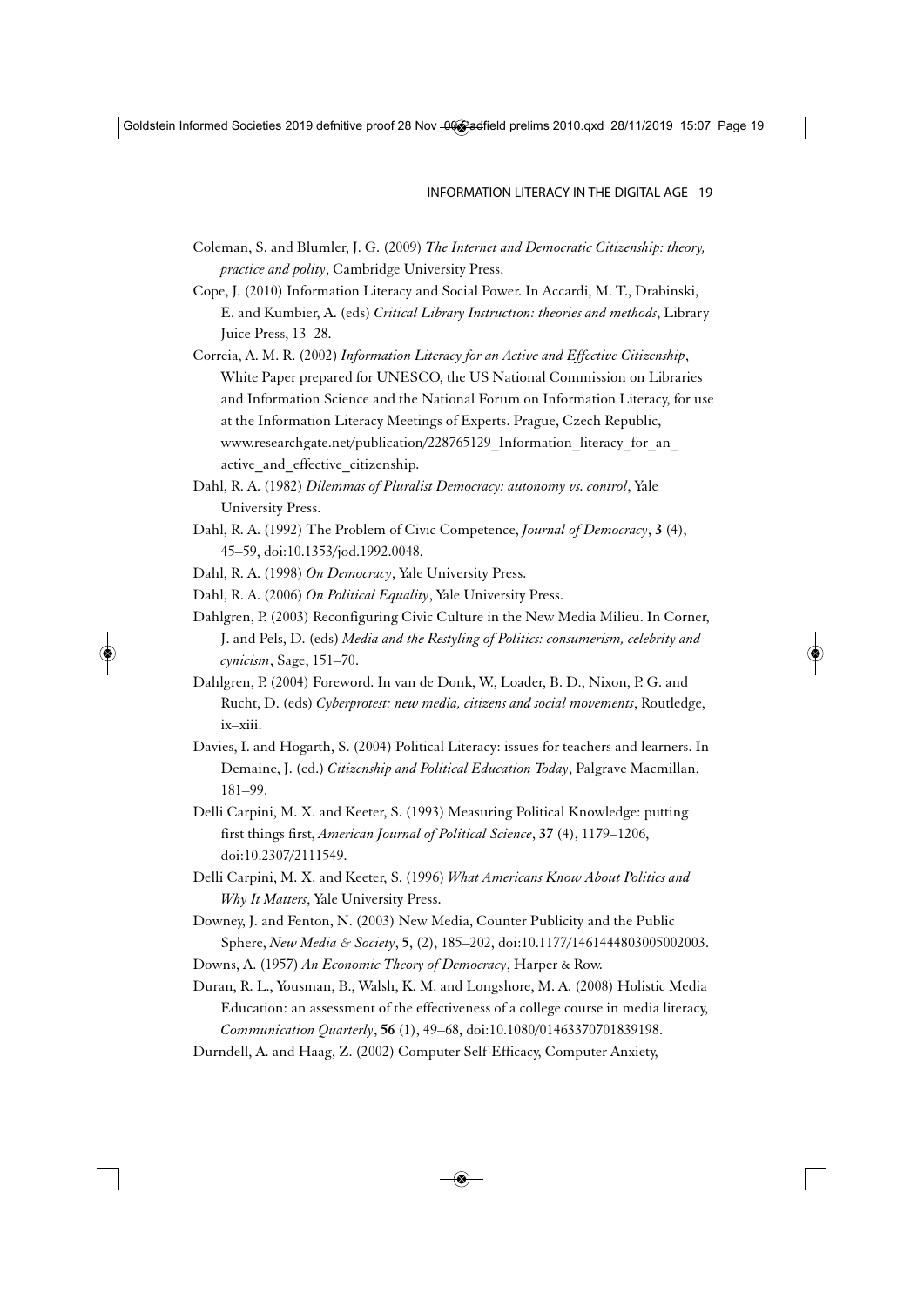Coleman, S. and Blumler, J. G. (2009) *The Internet and Democratic Citizenship: theory, practice and polity*, Cambridge University Press.

Cope, J. (2010) Information Literacy and Social Power. In Accardi, M. T., Drabinski, E. and Kumbier, A. (eds) *Critical Library Instruction: theories and methods*, Library Juice Press, 13–28.

Correia, A. M. R. (2002) *Information Literacy for an Active and Effective Citizenship*, White Paper prepared for UNESCO, the US National Commission on Libraries and Information Science and the National Forum on Information Literacy, for use at the Information Literacy Meetings of Experts. Prague, Czech Republic, www.researchgate.net/publication/228765129_Information_literacy_for_an_active_and_effective_citizenship.

Dahl, R. A. (1982) *Dilemmas of Pluralist Democracy: autonomy vs. control*, Yale University Press.

Dahl, R. A. (1992) The Problem of Civic Competence, *Journal of Democracy*, **3** (4), 45–59, doi:10.1353/jod.1992.0048.

Dahl, R. A. (1998) *On Democracy*, Yale University Press.

Dahl, R. A. (2006) *On Political Equality*, Yale University Press.

Dahlgren, P. (2003) Reconfiguring Civic Culture in the New Media Milieu. In Corner, J. and Pels, D. (eds) *Media and the Restyling of Politics: consumerism, celebrity and cynicism*, Sage, 151–70.

Dahlgren, P. (2004) Foreword. In van de Donk, W., Loader, B. D., Nixon, P. G. and Rucht, D. (eds) *Cyberprotest: new media, citizens and social movements*, Routledge, ix–xiii.

Davies, I. and Hogarth, S. (2004) Political Literacy: issues for teachers and learners. In Demaine, J. (ed.) *Citizenship and Political Education Today*, Palgrave Macmillan, 181–99.

Delli Carpini, M. X. and Keeter, S. (1993) Measuring Political Knowledge: putting first things first, *American Journal of Political Science*, **37** (4), 1179–1206, doi:10.2307/2111549.

Delli Carpini, M. X. and Keeter, S. (1996) *What Americans Know About Politics and Why It Matters*, Yale University Press.

Downey, J. and Fenton, N. (2003) New Media, Counter Publicity and the Public Sphere, *New Media & Society*, **5**, (2), 185–202, doi:10.1177/1461444803005002003.

Downs, A. (1957) *An Economic Theory of Democracy*, Harper & Row.

Duran, R. L., Yousman, B., Walsh, K. M. and Longshore, M. A. (2008) Holistic Media Education: an assessment of the effectiveness of a college course in media literacy, *Communication Quarterly*, **56** (1), 49–68, doi:10.1080/01463370701839198.

Durndell, A. and Haag, Z. (2002) Computer Self-Efficacy, Computer Anxiety,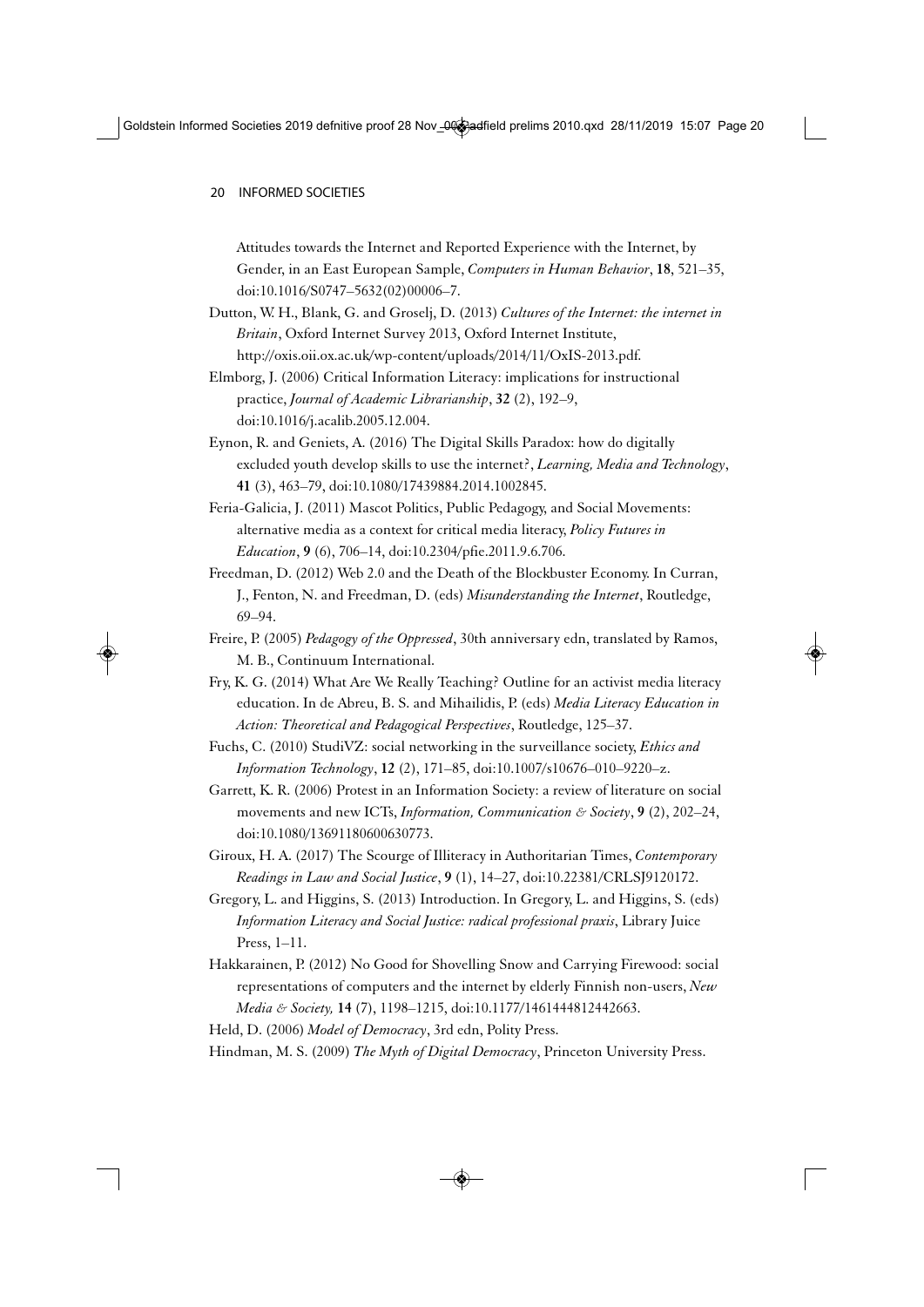Attitudes towards the Internet and Reported Experience with the Internet, by Gender, in an East European Sample, *Computers in Human Behavior*, **18**, 521–35, doi:10.1016/S0747–5632(02)00006–7.

Dutton, W. H., Blank, G. and Groselj, D. (2013) *Cultures of the Internet: the internet in Britain*, Oxford Internet Survey 2013, Oxford Internet Institute, http://oxis.oii.ox.ac.uk/wp-content/uploads/2014/11/OxIS-2013.pdf.

Elmborg, J. (2006) Critical Information Literacy: implications for instructional practice, *Journal of Academic Librarianship*, **32** (2), 192–9, doi:10.1016/j.acalib.2005.12.004.

Eynon, R. and Geniets, A. (2016) The Digital Skills Paradox: how do digitally excluded youth develop skills to use the internet?, *Learning, Media and Technology*, **41** (3), 463–79, doi:10.1080/17439884.2014.1002845.

Feria-Galicia, J. (2011) Mascot Politics, Public Pedagogy, and Social Movements: alternative media as a context for critical media literacy, *Policy Futures in Education*, **9** (6), 706–14, doi:10.2304/pfie.2011.9.6.706.

Freedman, D. (2012) Web 2.0 and the Death of the Blockbuster Economy. In Curran, J., Fenton, N. and Freedman, D. (eds) *Misunderstanding the Internet*, Routledge, 69–94.

Freire, P. (2005) *Pedagogy of the Oppressed*, 30th anniversary edn, translated by Ramos, M. B., Continuum International.

Fry, K. G. (2014) What Are We Really Teaching? Outline for an activist media literacy education. In de Abreu, B. S. and Mihailidis, P. (eds) *Media Literacy Education in Action: Theoretical and Pedagogical Perspectives*, Routledge, 125–37.

Fuchs, C. (2010) StudiVZ: social networking in the surveillance society, *Ethics and Information Technology*, **12** (2), 171–85, doi:10.1007/s10676–010–9220–z.

Garrett, K. R. (2006) Protest in an Information Society: a review of literature on social movements and new ICTs, *Information, Communication & Society*, **9** (2), 202–24, doi:10.1080/13691180600630773.

Giroux, H. A. (2017) The Scourge of Illiteracy in Authoritarian Times, *Contemporary Readings in Law and Social Justice*, **9** (1), 14–27, doi:10.22381/CRLSJ9120172.

Gregory, L. and Higgins, S. (2013) Introduction. In Gregory, L. and Higgins, S. (eds) *Information Literacy and Social Justice: radical professional praxis*, Library Juice Press, 1–11.

Hakkarainen, P. (2012) No Good for Shovelling Snow and Carrying Firewood: social representations of computers and the internet by elderly Finnish non-users, *New Media & Society,* **14** (7), 1198–1215, doi:10.1177/1461444812442663.

Held, D. (2006) *Model of Democracy*, 3rd edn, Polity Press.

Hindman, M. S. (2009) *The Myth of Digital Democracy*, Princeton University Press.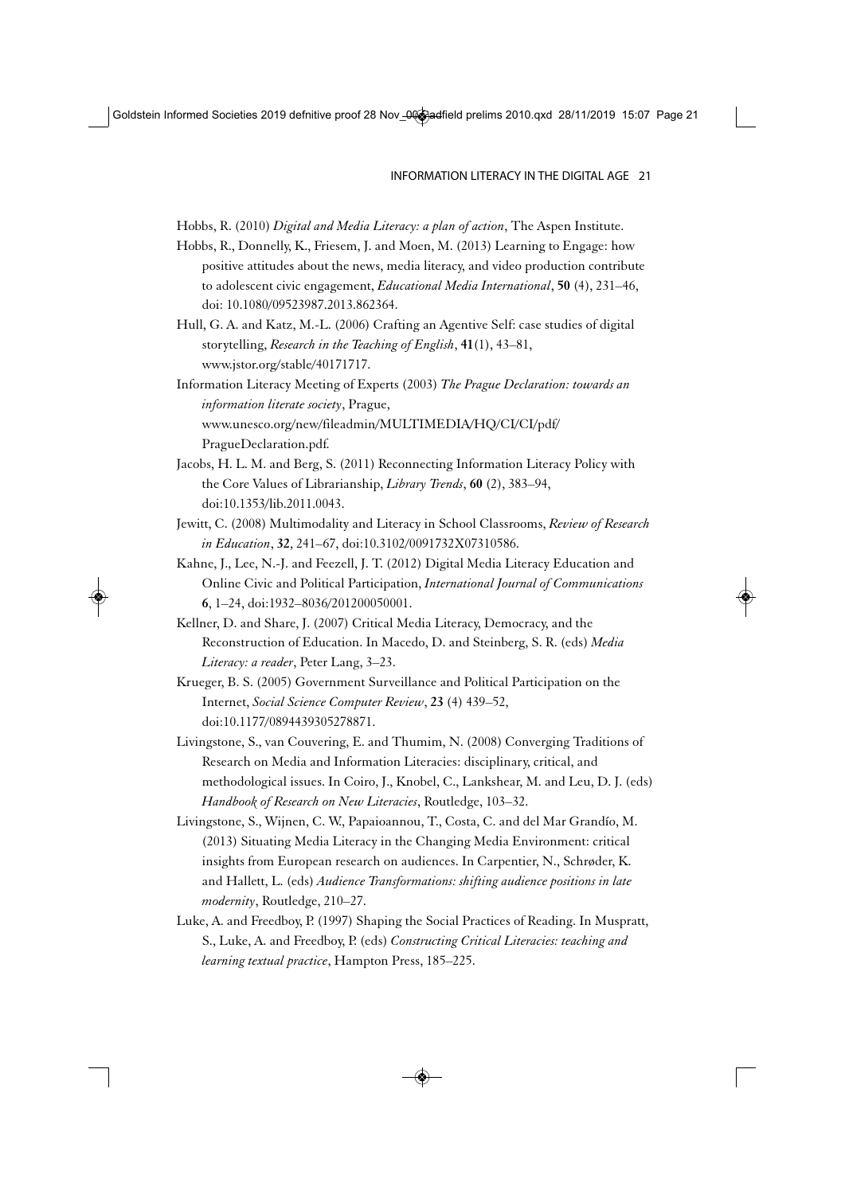Hobbs, R. (2010) *Digital and Media Literacy: a plan of action*, The Aspen Institute.

Hobbs, R., Donnelly, K., Friesem, J. and Moen, M. (2013) Learning to Engage: how positive attitudes about the news, media literacy, and video production contribute to adolescent civic engagement, *Educational Media International*, **50** (4), 231–46, doi: 10.1080/09523987.2013.862364.

Hull, G. A. and Katz, M.-L. (2006) Crafting an Agentive Self: case studies of digital storytelling, *Research in the Teaching of English*, **41**(1), 43–81, www.jstor.org/stable/40171717.

Information Literacy Meeting of Experts (2003) *The Prague Declaration: towards an information literate society*, Prague, www.unesco.org/new/fileadmin/MULTIMEDIA/HQ/CI/CI/pdf/PragueDeclaration.pdf.

Jacobs, H. L. M. and Berg, S. (2011) Reconnecting Information Literacy Policy with the Core Values of Librarianship, *Library Trends*, **60** (2), 383–94, doi:10.1353/lib.2011.0043.

Jewitt, C. (2008) Multimodality and Literacy in School Classrooms, *Review of Research in Education*, **32**, 241–67, doi:10.3102/0091732X07310586.

Kahne, J., Lee, N.-J. and Feezell, J. T. (2012) Digital Media Literacy Education and Online Civic and Political Participation, *International Journal of Communications* **6**, 1–24, doi:1932–8036/201200050001.

Kellner, D. and Share, J. (2007) Critical Media Literacy, Democracy, and the Reconstruction of Education. In Macedo, D. and Steinberg, S. R. (eds) *Media Literacy: a reader*, Peter Lang, 3–23.

Krueger, B. S. (2005) Government Surveillance and Political Participation on the Internet, *Social Science Computer Review*, **23** (4) 439–52, doi:10.1177/0894439305278871.

Livingstone, S., van Couvering, E. and Thumim, N. (2008) Converging Traditions of Research on Media and Information Literacies: disciplinary, critical, and methodological issues. In Coiro, J., Knobel, C., Lankshear, M. and Leu, D. J. (eds) *Handbook of Research on New Literacies*, Routledge, 103–32.

Livingstone, S., Wijnen, C. W., Papaioannou, T., Costa, C. and del Mar Grandío, M. (2013) Situating Media Literacy in the Changing Media Environment: critical insights from European research on audiences. In Carpentier, N., Schrøder, K. and Hallett, L. (eds) *Audience Transformations: shifting audience positions in late modernity*, Routledge, 210–27.

Luke, A. and Freedboy, P. (1997) Shaping the Social Practices of Reading. In Muspratt, S., Luke, A. and Freedboy, P. (eds) *Constructing Critical Literacies: teaching and learning textual practice*, Hampton Press, 185–225.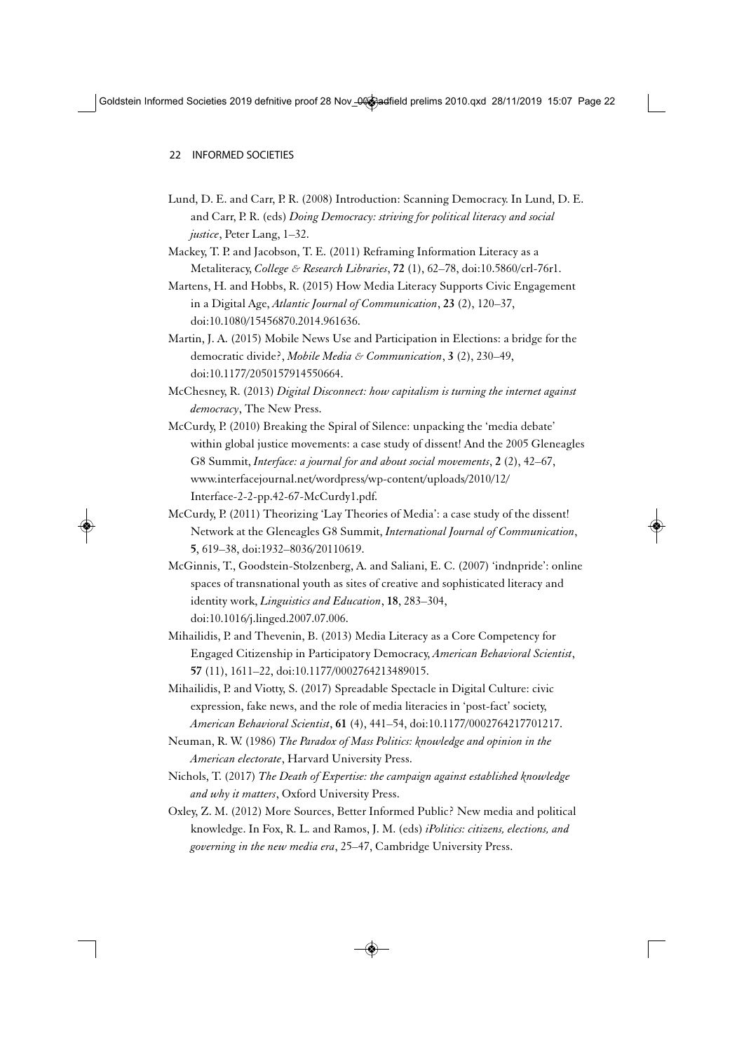Lund, D. E. and Carr, P. R. (2008) Introduction: Scanning Democracy. In Lund, D. E. and Carr, P. R. (eds) *Doing Democracy: striving for political literacy and social justice*, Peter Lang, 1–32.

Mackey, T. P. and Jacobson, T. E. (2011) Reframing Information Literacy as a Metaliteracy, *College & Research Libraries*, **72** (1), 62–78, doi:10.5860/crl-76r1.

Martens, H. and Hobbs, R. (2015) How Media Literacy Supports Civic Engagement in a Digital Age, *Atlantic Journal of Communication*, **23** (2), 120–37, doi:10.1080/15456870.2014.961636.

Martin, J. A. (2015) Mobile News Use and Participation in Elections: a bridge for the democratic divide?, *Mobile Media & Communication*, **3** (2), 230–49, doi:10.1177/2050157914550664.

McChesney, R. (2013) *Digital Disconnect: how capitalism is turning the internet against democracy*, The New Press.

McCurdy, P. (2010) Breaking the Spiral of Silence: unpacking the 'media debate' within global justice movements: a case study of dissent! And the 2005 Gleneagles G8 Summit, *Interface: a journal for and about social movements*, **2** (2), 42–67, www.interfacejournal.net/wordpress/wp-content/uploads/2010/12/Interface-2-2-pp.42-67-McCurdy1.pdf.

McCurdy, P. (2011) Theorizing 'Lay Theories of Media': a case study of the dissent! Network at the Gleneagles G8 Summit, *International Journal of Communication*, **5**, 619–38, doi:1932–8036/20110619.

McGinnis, T., Goodstein-Stolzenberg, A. and Saliani, E. C. (2007) 'indnpride': online spaces of transnational youth as sites of creative and sophisticated literacy and identity work, *Linguistics and Education*, **18**, 283–304, doi:10.1016/j.linged.2007.07.006.

Mihailidis, P. and Thevenin, B. (2013) Media Literacy as a Core Competency for Engaged Citizenship in Participatory Democracy, *American Behavioral Scientist*, **57** (11), 1611–22, doi:10.1177/0002764213489015.

Mihailidis, P. and Viotty, S. (2017) Spreadable Spectacle in Digital Culture: civic expression, fake news, and the role of media literacies in 'post-fact' society, *American Behavioral Scientist*, **61** (4), 441–54, doi:10.1177/0002764217701217.

Neuman, R. W. (1986) *The Paradox of Mass Politics: knowledge and opinion in the American electorate*, Harvard University Press.

Nichols, T. (2017) *The Death of Expertise: the campaign against established knowledge and why it matters*, Oxford University Press.

Oxley, Z. M. (2012) More Sources, Better Informed Public? New media and political knowledge. In Fox, R. L. and Ramos, J. M. (eds) *iPolitics: citizens, elections, and governing in the new media era*, 25–47, Cambridge University Press.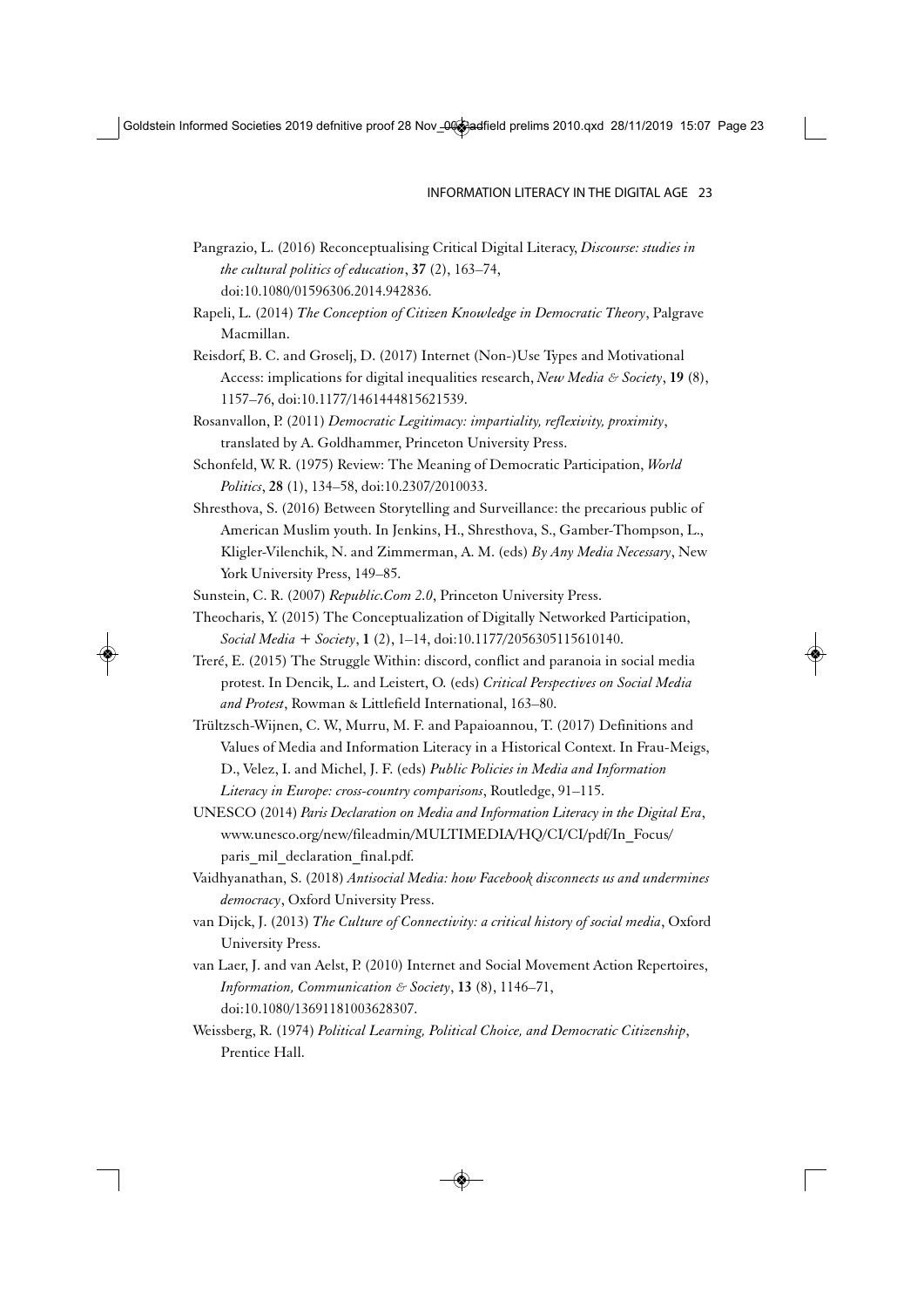Pangrazio, L. (2016) Reconceptualising Critical Digital Literacy, *Discourse: studies in the cultural politics of education*, **37** (2), 163–74, doi:10.1080/01596306.2014.942836.

Rapeli, L. (2014) *The Conception of Citizen Knowledge in Democratic Theory*, Palgrave Macmillan.

Reisdorf, B. C. and Groselj, D. (2017) Internet (Non-)Use Types and Motivational Access: implications for digital inequalities research, *New Media & Society*, **19** (8), 1157–76, doi:10.1177/1461444815621539.

Rosanvallon, P. (2011) *Democratic Legitimacy: impartiality, reflexivity, proximity*, translated by A. Goldhammer, Princeton University Press.

Schonfeld, W. R. (1975) Review: The Meaning of Democratic Participation, *World Politics*, **28** (1), 134–58, doi:10.2307/2010033.

Shresthova, S. (2016) Between Storytelling and Surveillance: the precarious public of American Muslim youth. In Jenkins, H., Shresthova, S., Gamber-Thompson, L., Kligler-Vilenchik, N. and Zimmerman, A. M. (eds) *By Any Media Necessary*, New York University Press, 149–85.

Sunstein, C. R. (2007) *Republic.Com 2.0*, Princeton University Press.

Theocharis, Y. (2015) The Conceptualization of Digitally Networked Participation, *Social Media + Society*, **1** (2), 1–14, doi:10.1177/2056305115610140.

Treré, E. (2015) The Struggle Within: discord, conflict and paranoia in social media protest. In Dencik, L. and Leistert, O. (eds) *Critical Perspectives on Social Media and Protest*, Rowman & Littlefield International, 163–80.

Trültzsch-Wijnen, C. W., Murru, M. F. and Papaioannou, T. (2017) Definitions and Values of Media and Information Literacy in a Historical Context. In Frau-Meigs, D., Velez, I. and Michel, J. F. (eds) *Public Policies in Media and Information Literacy in Europe: cross-country comparisons*, Routledge, 91–115.

UNESCO (2014) *Paris Declaration on Media and Information Literacy in the Digital Era*, www.unesco.org/new/fileadmin/MULTIMEDIA/HQ/CI/CI/pdf/In_Focus/paris_mil_declaration_final.pdf.

Vaidhyanathan, S. (2018) *Antisocial Media: how Facebook disconnects us and undermines democracy*, Oxford University Press.

van Dijck, J. (2013) *The Culture of Connectivity: a critical history of social media*, Oxford University Press.

van Laer, J. and van Aelst, P. (2010) Internet and Social Movement Action Repertoires, *Information, Communication & Society*, **13** (8), 1146–71, doi:10.1080/13691181003628307.

Weissberg, R. (1974) *Political Learning, Political Choice, and Democratic Citizenship*, Prentice Hall.